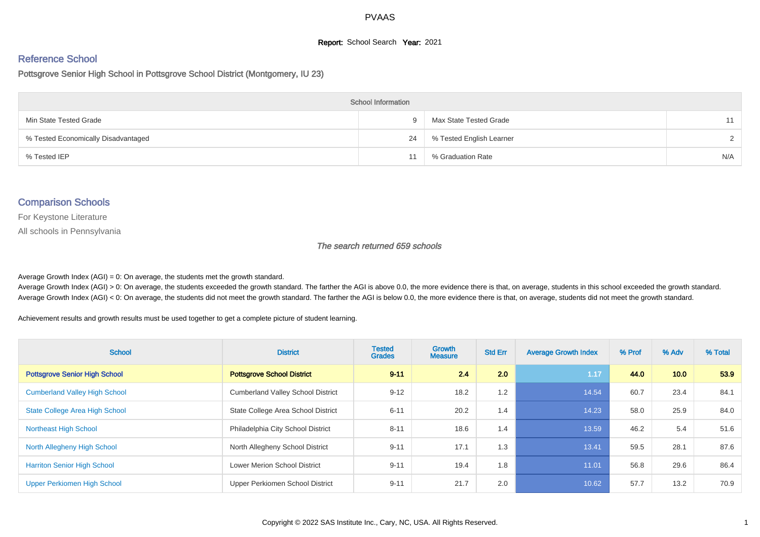# PVAAS

**Report:** School Search **Year:** 2021

## Reference School

Pottsgrove Senior High School in Pottsgrove School District (Montgomery, IU 23)

| School Information | | | |
|---|---|---|---|
| Min State Tested Grade | 9 | Max State Tested Grade | 11 |
| % Tested Economically Disadvantaged | 24 | % Tested English Learner | 2 |
| % Tested IEP | 11 | % Graduation Rate | N/A |

## Comparison Schools

For Keystone Literature

All schools in Pennsylvania

*The search returned 659 schools*

Average Growth Index (AGI) = 0: On average, the students met the growth standard.

Average Growth Index (AGI) > 0: On average, the students exceeded the growth standard. The farther the AGI is above 0.0, the more evidence there is that, on average, students in this school exceeded the growth standard.

Average Growth Index (AGI) < 0: On average, the students did not meet the growth standard. The farther the AGI is below 0.0, the more evidence there is that, on average, students did not meet the growth standard.

Achievement results and growth results must be used together to get a complete picture of student learning.

| School | District | Tested Grades | Growth Measure | Std Err | Average Growth Index | % Prof | % Adv | % Total |
|---|---|---|---|---|---|---|---|---|
| **Pottsgrove Senior High School** | **Pottsgrove School District** | **9-11** | **2.4** | **2.0** | **1.17** | **44.0** | **10.0** | **53.9** |
| Cumberland Valley High School | Cumberland Valley School District | 9-12 | 18.2 | 1.2 | 14.54 | 60.7 | 23.4 | 84.1 |
| State College Area High School | State College Area School District | 6-11 | 20.2 | 1.4 | 14.23 | 58.0 | 25.9 | 84.0 |
| Northeast High School | Philadelphia City School District | 8-11 | 18.6 | 1.4 | 13.59 | 46.2 | 5.4 | 51.6 |
| North Allegheny High School | North Allegheny School District | 9-11 | 17.1 | 1.3 | 13.41 | 59.5 | 28.1 | 87.6 |
| Harriton Senior High School | Lower Merion School District | 9-11 | 19.4 | 1.8 | 11.01 | 56.8 | 29.6 | 86.4 |
| Upper Perkiomen High School | Upper Perkiomen School District | 9-11 | 21.7 | 2.0 | 10.62 | 57.7 | 13.2 | 70.9 |

Copyright © 2022 SAS Institute Inc., Cary, NC, USA. All Rights Reserved.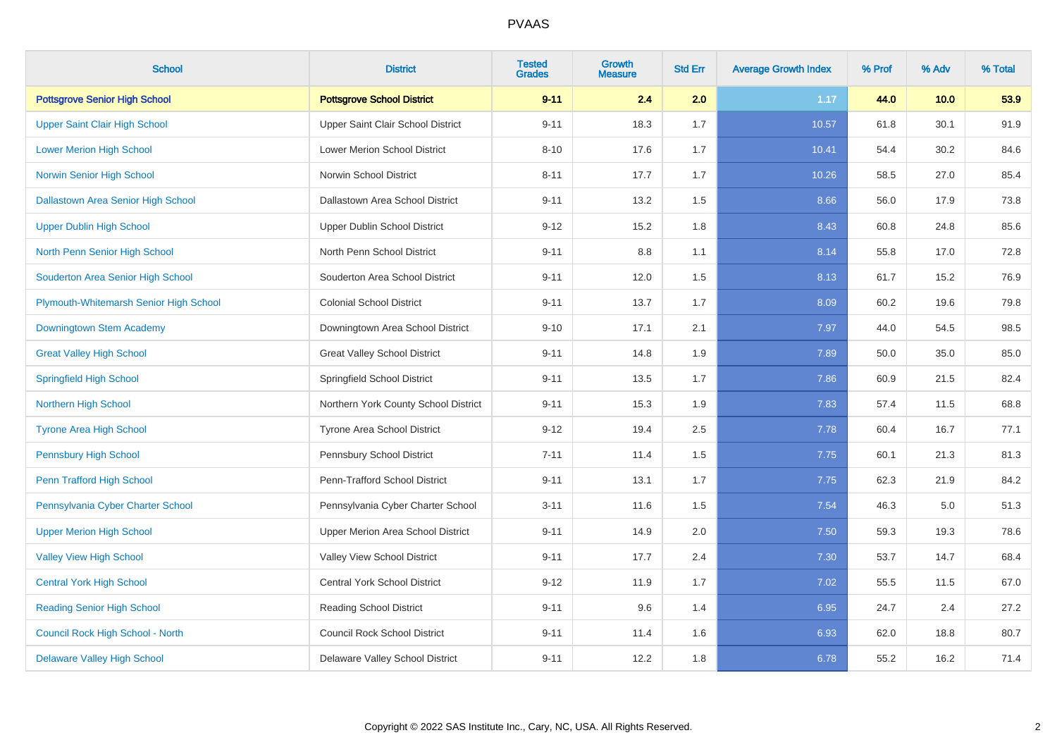# PVAAS

| School | District | Tested Grades | Growth Measure | Std Err | Average Growth Index | % Prof | % Adv | % Total |
|---|---|---|---|---|---|---|---|---|
| **Pottsgrove Senior High School** | **Pottsgrove School District** | **9-11** | **2.4** | **2.0** | **1.17** | **44.0** | **10.0** | **53.9** |
| Upper Saint Clair High School | Upper Saint Clair School District | 9-11 | 18.3 | 1.7 | 10.57 | 61.8 | 30.1 | 91.9 |
| Lower Merion High School | Lower Merion School District | 8-10 | 17.6 | 1.7 | 10.41 | 54.4 | 30.2 | 84.6 |
| Norwin Senior High School | Norwin School District | 8-11 | 17.7 | 1.7 | 10.26 | 58.5 | 27.0 | 85.4 |
| Dallastown Area Senior High School | Dallastown Area School District | 9-11 | 13.2 | 1.5 | 8.66 | 56.0 | 17.9 | 73.8 |
| Upper Dublin High School | Upper Dublin School District | 9-12 | 15.2 | 1.8 | 8.43 | 60.8 | 24.8 | 85.6 |
| North Penn Senior High School | North Penn School District | 9-11 | 8.8 | 1.1 | 8.14 | 55.8 | 17.0 | 72.8 |
| Souderton Area Senior High School | Souderton Area School District | 9-11 | 12.0 | 1.5 | 8.13 | 61.7 | 15.2 | 76.9 |
| Plymouth-Whitemarsh Senior High School | Colonial School District | 9-11 | 13.7 | 1.7 | 8.09 | 60.2 | 19.6 | 79.8 |
| Downingtown Stem Academy | Downingtown Area School District | 9-10 | 17.1 | 2.1 | 7.97 | 44.0 | 54.5 | 98.5 |
| Great Valley High School | Great Valley School District | 9-11 | 14.8 | 1.9 | 7.89 | 50.0 | 35.0 | 85.0 |
| Springfield High School | Springfield School District | 9-11 | 13.5 | 1.7 | 7.86 | 60.9 | 21.5 | 82.4 |
| Northern High School | Northern York County School District | 9-11 | 15.3 | 1.9 | 7.83 | 57.4 | 11.5 | 68.8 |
| Tyrone Area High School | Tyrone Area School District | 9-12 | 19.4 | 2.5 | 7.78 | 60.4 | 16.7 | 77.1 |
| Pennsbury High School | Pennsbury School District | 7-11 | 11.4 | 1.5 | 7.75 | 60.1 | 21.3 | 81.3 |
| Penn Trafford High School | Penn-Trafford School District | 9-11 | 13.1 | 1.7 | 7.75 | 62.3 | 21.9 | 84.2 |
| Pennsylvania Cyber Charter School | Pennsylvania Cyber Charter School | 3-11 | 11.6 | 1.5 | 7.54 | 46.3 | 5.0 | 51.3 |
| Upper Merion High School | Upper Merion Area School District | 9-11 | 14.9 | 2.0 | 7.50 | 59.3 | 19.3 | 78.6 |
| Valley View High School | Valley View School District | 9-11 | 17.7 | 2.4 | 7.30 | 53.7 | 14.7 | 68.4 |
| Central York High School | Central York School District | 9-12 | 11.9 | 1.7 | 7.02 | 55.5 | 11.5 | 67.0 |
| Reading Senior High School | Reading School District | 9-11 | 9.6 | 1.4 | 6.95 | 24.7 | 2.4 | 27.2 |
| Council Rock High School - North | Council Rock School District | 9-11 | 11.4 | 1.6 | 6.93 | 62.0 | 18.8 | 80.7 |
| Delaware Valley High School | Delaware Valley School District | 9-11 | 12.2 | 1.8 | 6.78 | 55.2 | 16.2 | 71.4 |

Copyright © 2022 SAS Institute Inc., Cary, NC, USA. All Rights Reserved.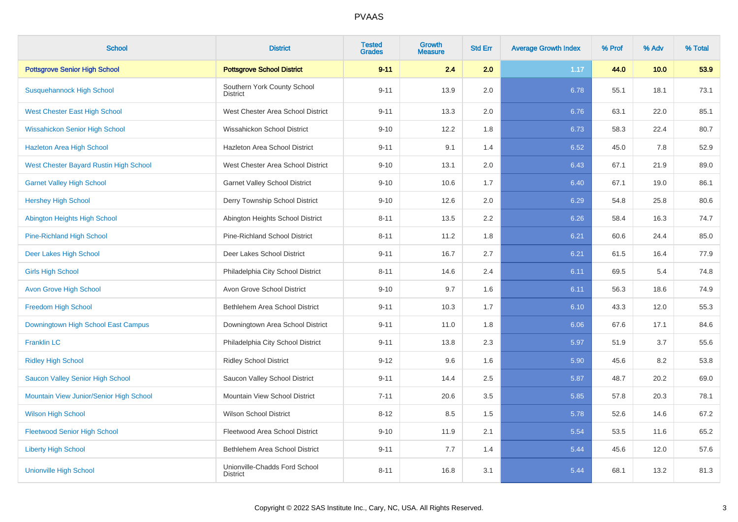| School | District | Tested Grades | Growth Measure | Std Err | Average Growth Index | % Prof | % Adv | % Total |
|---|---|---|---|---|---|---|---|---|
| **Pottsgrove Senior High School** | **Pottsgrove School District** | **9-11** | **2.4** | **2.0** | **1.17** | **44.0** | **10.0** | **53.9** |
| Susquehannock High School | Southern York County School District | 9-11 | 13.9 | 2.0 | 6.78 | 55.1 | 18.1 | 73.1 |
| West Chester East High School | West Chester Area School District | 9-11 | 13.3 | 2.0 | 6.76 | 63.1 | 22.0 | 85.1 |
| Wissahickon Senior High School | Wissahickon School District | 9-10 | 12.2 | 1.8 | 6.73 | 58.3 | 22.4 | 80.7 |
| Hazleton Area High School | Hazleton Area School District | 9-11 | 9.1 | 1.4 | 6.52 | 45.0 | 7.8 | 52.9 |
| West Chester Bayard Rustin High School | West Chester Area School District | 9-10 | 13.1 | 2.0 | 6.43 | 67.1 | 21.9 | 89.0 |
| Garnet Valley High School | Garnet Valley School District | 9-10 | 10.6 | 1.7 | 6.40 | 67.1 | 19.0 | 86.1 |
| Hershey High School | Derry Township School District | 9-10 | 12.6 | 2.0 | 6.29 | 54.8 | 25.8 | 80.6 |
| Abington Heights High School | Abington Heights School District | 8-11 | 13.5 | 2.2 | 6.26 | 58.4 | 16.3 | 74.7 |
| Pine-Richland High School | Pine-Richland School District | 8-11 | 11.2 | 1.8 | 6.21 | 60.6 | 24.4 | 85.0 |
| Deer Lakes High School | Deer Lakes School District | 9-11 | 16.7 | 2.7 | 6.21 | 61.5 | 16.4 | 77.9 |
| Girls High School | Philadelphia City School District | 8-11 | 14.6 | 2.4 | 6.11 | 69.5 | 5.4 | 74.8 |
| Avon Grove High School | Avon Grove School District | 9-10 | 9.7 | 1.6 | 6.11 | 56.3 | 18.6 | 74.9 |
| Freedom High School | Bethlehem Area School District | 9-11 | 10.3 | 1.7 | 6.10 | 43.3 | 12.0 | 55.3 |
| Downingtown High School East Campus | Downingtown Area School District | 9-11 | 11.0 | 1.8 | 6.06 | 67.6 | 17.1 | 84.6 |
| Franklin LC | Philadelphia City School District | 9-11 | 13.8 | 2.3 | 5.97 | 51.9 | 3.7 | 55.6 |
| Ridley High School | Ridley School District | 9-12 | 9.6 | 1.6 | 5.90 | 45.6 | 8.2 | 53.8 |
| Saucon Valley Senior High School | Saucon Valley School District | 9-11 | 14.4 | 2.5 | 5.87 | 48.7 | 20.2 | 69.0 |
| Mountain View Junior/Senior High School | Mountain View School District | 7-11 | 20.6 | 3.5 | 5.85 | 57.8 | 20.3 | 78.1 |
| Wilson High School | Wilson School District | 8-12 | 8.5 | 1.5 | 5.78 | 52.6 | 14.6 | 67.2 |
| Fleetwood Senior High School | Fleetwood Area School District | 9-10 | 11.9 | 2.1 | 5.54 | 53.5 | 11.6 | 65.2 |
| Liberty High School | Bethlehem Area School District | 9-11 | 7.7 | 1.4 | 5.44 | 45.6 | 12.0 | 57.6 |
| Unionville High School | Unionville-Chadds Ford School District | 8-11 | 16.8 | 3.1 | 5.44 | 68.1 | 13.2 | 81.3 |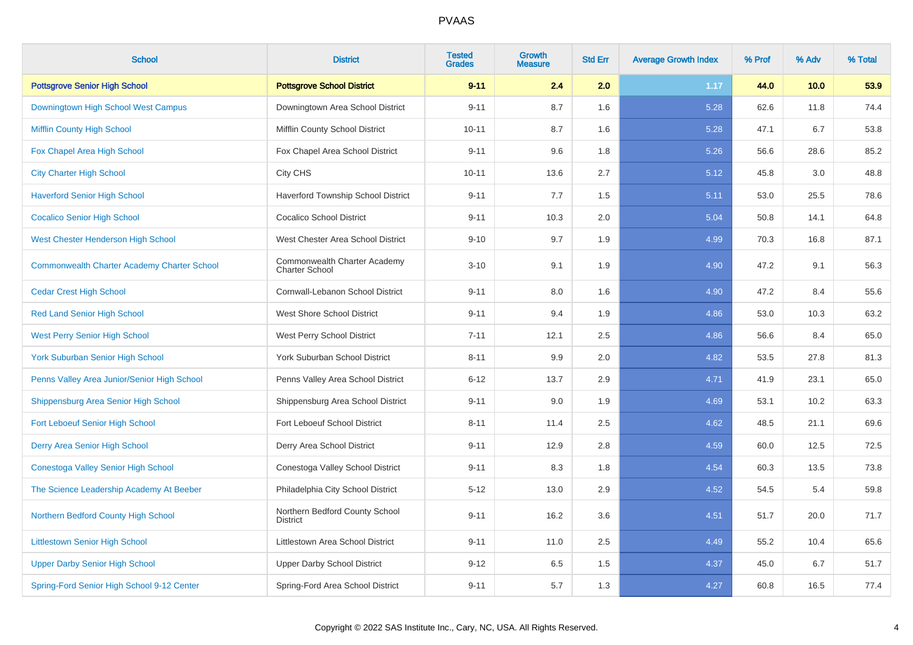# PVAAS

| School | District | Tested Grades | Growth Measure | Std Err | Average Growth Index | % Prof | % Adv | % Total |
|---|---|---|---|---|---|---|---|---|
| **Pottsgrove Senior High School** | **Pottsgrove School District** | **9-11** | **2.4** | **2.0** | **1.17** | **44.0** | **10.0** | **53.9** |
| Downingtown High School West Campus | Downingtown Area School District | 9-11 | 8.7 | 1.6 | 5.28 | 62.6 | 11.8 | 74.4 |
| Mifflin County High School | Mifflin County School District | 10-11 | 8.7 | 1.6 | 5.28 | 47.1 | 6.7 | 53.8 |
| Fox Chapel Area High School | Fox Chapel Area School District | 9-11 | 9.6 | 1.8 | 5.26 | 56.6 | 28.6 | 85.2 |
| City Charter High School | City CHS | 10-11 | 13.6 | 2.7 | 5.12 | 45.8 | 3.0 | 48.8 |
| Haverford Senior High School | Haverford Township School District | 9-11 | 7.7 | 1.5 | 5.11 | 53.0 | 25.5 | 78.6 |
| Cocalico Senior High School | Cocalico School District | 9-11 | 10.3 | 2.0 | 5.04 | 50.8 | 14.1 | 64.8 |
| West Chester Henderson High School | West Chester Area School District | 9-10 | 9.7 | 1.9 | 4.99 | 70.3 | 16.8 | 87.1 |
| Commonwealth Charter Academy Charter School | Commonwealth Charter Academy Charter School | 3-10 | 9.1 | 1.9 | 4.90 | 47.2 | 9.1 | 56.3 |
| Cedar Crest High School | Cornwall-Lebanon School District | 9-11 | 8.0 | 1.6 | 4.90 | 47.2 | 8.4 | 55.6 |
| Red Land Senior High School | West Shore School District | 9-11 | 9.4 | 1.9 | 4.86 | 53.0 | 10.3 | 63.2 |
| West Perry Senior High School | West Perry School District | 7-11 | 12.1 | 2.5 | 4.86 | 56.6 | 8.4 | 65.0 |
| York Suburban Senior High School | York Suburban School District | 8-11 | 9.9 | 2.0 | 4.82 | 53.5 | 27.8 | 81.3 |
| Penns Valley Area Junior/Senior High School | Penns Valley Area School District | 6-12 | 13.7 | 2.9 | 4.71 | 41.9 | 23.1 | 65.0 |
| Shippensburg Area Senior High School | Shippensburg Area School District | 9-11 | 9.0 | 1.9 | 4.69 | 53.1 | 10.2 | 63.3 |
| Fort Leboeuf Senior High School | Fort Leboeuf School District | 8-11 | 11.4 | 2.5 | 4.62 | 48.5 | 21.1 | 69.6 |
| Derry Area Senior High School | Derry Area School District | 9-11 | 12.9 | 2.8 | 4.59 | 60.0 | 12.5 | 72.5 |
| Conestoga Valley Senior High School | Conestoga Valley School District | 9-11 | 8.3 | 1.8 | 4.54 | 60.3 | 13.5 | 73.8 |
| The Science Leadership Academy At Beeber | Philadelphia City School District | 5-12 | 13.0 | 2.9 | 4.52 | 54.5 | 5.4 | 59.8 |
| Northern Bedford County High School | Northern Bedford County School District | 9-11 | 16.2 | 3.6 | 4.51 | 51.7 | 20.0 | 71.7 |
| Littlestown Senior High School | Littlestown Area School District | 9-11 | 11.0 | 2.5 | 4.49 | 55.2 | 10.4 | 65.6 |
| Upper Darby Senior High School | Upper Darby School District | 9-12 | 6.5 | 1.5 | 4.37 | 45.0 | 6.7 | 51.7 |
| Spring-Ford Senior High School 9-12 Center | Spring-Ford Area School District | 9-11 | 5.7 | 1.3 | 4.27 | 60.8 | 16.5 | 77.4 |

Copyright © 2022 SAS Institute Inc., Cary, NC, USA. All Rights Reserved.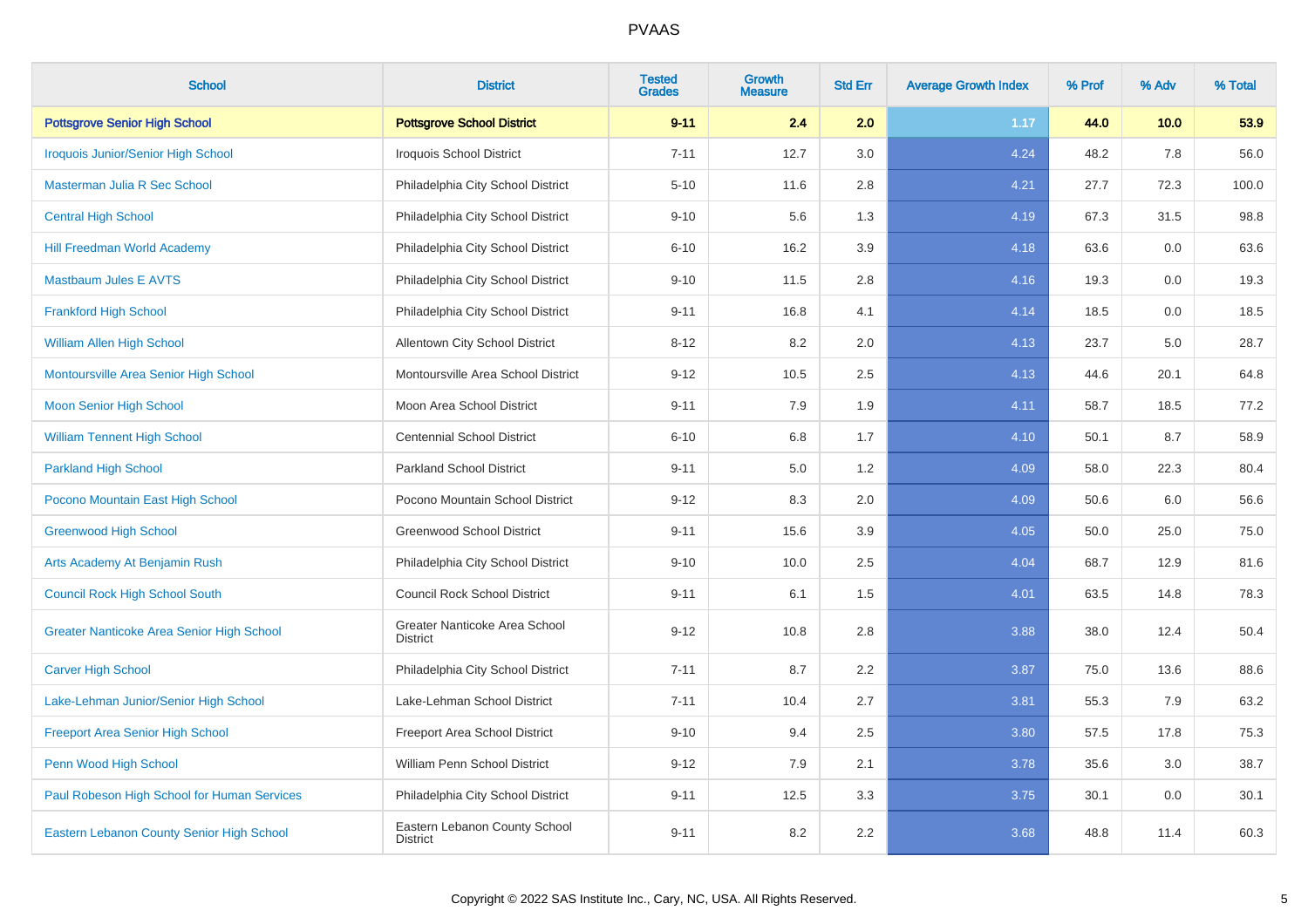| School | District | Tested Grades | Growth Measure | Std Err | Average Growth Index | % Prof | % Adv | % Total |
|---|---|---|---|---|---|---|---|---|
| **Pottsgrove Senior High School** | **Pottsgrove School District** | **9-11** | **2.4** | **2.0** | **1.17** | **44.0** | **10.0** | **53.9** |
| Iroquois Junior/Senior High School | Iroquois School District | 7-11 | 12.7 | 3.0 | 4.24 | 48.2 | 7.8 | 56.0 |
| Masterman Julia R Sec School | Philadelphia City School District | 5-10 | 11.6 | 2.8 | 4.21 | 27.7 | 72.3 | 100.0 |
| Central High School | Philadelphia City School District | 9-10 | 5.6 | 1.3 | 4.19 | 67.3 | 31.5 | 98.8 |
| Hill Freedman World Academy | Philadelphia City School District | 6-10 | 16.2 | 3.9 | 4.18 | 63.6 | 0.0 | 63.6 |
| Mastbaum Jules E AVTS | Philadelphia City School District | 9-10 | 11.5 | 2.8 | 4.16 | 19.3 | 0.0 | 19.3 |
| Frankford High School | Philadelphia City School District | 9-11 | 16.8 | 4.1 | 4.14 | 18.5 | 0.0 | 18.5 |
| William Allen High School | Allentown City School District | 8-12 | 8.2 | 2.0 | 4.13 | 23.7 | 5.0 | 28.7 |
| Montoursville Area Senior High School | Montoursville Area School District | 9-12 | 10.5 | 2.5 | 4.13 | 44.6 | 20.1 | 64.8 |
| Moon Senior High School | Moon Area School District | 9-11 | 7.9 | 1.9 | 4.11 | 58.7 | 18.5 | 77.2 |
| William Tennent High School | Centennial School District | 6-10 | 6.8 | 1.7 | 4.10 | 50.1 | 8.7 | 58.9 |
| Parkland High School | Parkland School District | 9-11 | 5.0 | 1.2 | 4.09 | 58.0 | 22.3 | 80.4 |
| Pocono Mountain East High School | Pocono Mountain School District | 9-12 | 8.3 | 2.0 | 4.09 | 50.6 | 6.0 | 56.6 |
| Greenwood High School | Greenwood School District | 9-11 | 15.6 | 3.9 | 4.05 | 50.0 | 25.0 | 75.0 |
| Arts Academy At Benjamin Rush | Philadelphia City School District | 9-10 | 10.0 | 2.5 | 4.04 | 68.7 | 12.9 | 81.6 |
| Council Rock High School South | Council Rock School District | 9-11 | 6.1 | 1.5 | 4.01 | 63.5 | 14.8 | 78.3 |
| Greater Nanticoke Area Senior High School | Greater Nanticoke Area School District | 9-12 | 10.8 | 2.8 | 3.88 | 38.0 | 12.4 | 50.4 |
| Carver High School | Philadelphia City School District | 7-11 | 8.7 | 2.2 | 3.87 | 75.0 | 13.6 | 88.6 |
| Lake-Lehman Junior/Senior High School | Lake-Lehman School District | 7-11 | 10.4 | 2.7 | 3.81 | 55.3 | 7.9 | 63.2 |
| Freeport Area Senior High School | Freeport Area School District | 9-10 | 9.4 | 2.5 | 3.80 | 57.5 | 17.8 | 75.3 |
| Penn Wood High School | William Penn School District | 9-12 | 7.9 | 2.1 | 3.78 | 35.6 | 3.0 | 38.7 |
| Paul Robeson High School for Human Services | Philadelphia City School District | 9-11 | 12.5 | 3.3 | 3.75 | 30.1 | 0.0 | 30.1 |
| Eastern Lebanon County Senior High School | Eastern Lebanon County School District | 9-11 | 8.2 | 2.2 | 3.68 | 48.8 | 11.4 | 60.3 |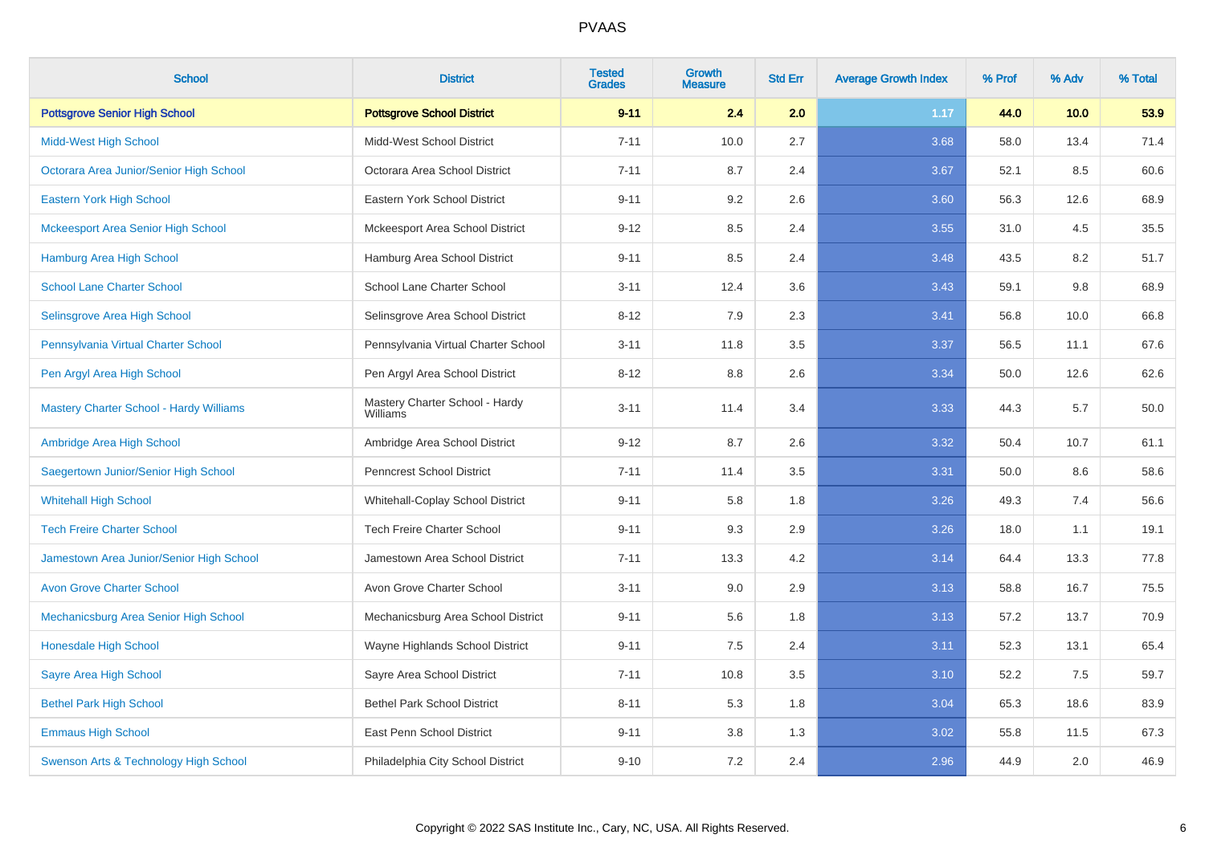| School | District | Tested Grades | Growth Measure | Std Err | Average Growth Index | % Prof | % Adv | % Total |
|---|---|---|---|---|---|---|---|---|
| **Pottsgrove Senior High School** | **Pottsgrove School District** | **9-11** | **2.4** | **2.0** | **1.17** | **44.0** | **10.0** | **53.9** |
| Midd-West High School | Midd-West School District | 7-11 | 10.0 | 2.7 | 3.68 | 58.0 | 13.4 | 71.4 |
| Octorara Area Junior/Senior High School | Octorara Area School District | 7-11 | 8.7 | 2.4 | 3.67 | 52.1 | 8.5 | 60.6 |
| Eastern York High School | Eastern York School District | 9-11 | 9.2 | 2.6 | 3.60 | 56.3 | 12.6 | 68.9 |
| Mckeesport Area Senior High School | Mckeesport Area School District | 9-12 | 8.5 | 2.4 | 3.55 | 31.0 | 4.5 | 35.5 |
| Hamburg Area High School | Hamburg Area School District | 9-11 | 8.5 | 2.4 | 3.48 | 43.5 | 8.2 | 51.7 |
| School Lane Charter School | School Lane Charter School | 3-11 | 12.4 | 3.6 | 3.43 | 59.1 | 9.8 | 68.9 |
| Selinsgrove Area High School | Selinsgrove Area School District | 8-12 | 7.9 | 2.3 | 3.41 | 56.8 | 10.0 | 66.8 |
| Pennsylvania Virtual Charter School | Pennsylvania Virtual Charter School | 3-11 | 11.8 | 3.5 | 3.37 | 56.5 | 11.1 | 67.6 |
| Pen Argyl Area High School | Pen Argyl Area School District | 8-12 | 8.8 | 2.6 | 3.34 | 50.0 | 12.6 | 62.6 |
| Mastery Charter School - Hardy Williams | Mastery Charter School - Hardy Williams | 3-11 | 11.4 | 3.4 | 3.33 | 44.3 | 5.7 | 50.0 |
| Ambridge Area High School | Ambridge Area School District | 9-12 | 8.7 | 2.6 | 3.32 | 50.4 | 10.7 | 61.1 |
| Saegertown Junior/Senior High School | Penncrest School District | 7-11 | 11.4 | 3.5 | 3.31 | 50.0 | 8.6 | 58.6 |
| Whitehall High School | Whitehall-Coplay School District | 9-11 | 5.8 | 1.8 | 3.26 | 49.3 | 7.4 | 56.6 |
| Tech Freire Charter School | Tech Freire Charter School | 9-11 | 9.3 | 2.9 | 3.26 | 18.0 | 1.1 | 19.1 |
| Jamestown Area Junior/Senior High School | Jamestown Area School District | 7-11 | 13.3 | 4.2 | 3.14 | 64.4 | 13.3 | 77.8 |
| Avon Grove Charter School | Avon Grove Charter School | 3-11 | 9.0 | 2.9 | 3.13 | 58.8 | 16.7 | 75.5 |
| Mechanicsburg Area Senior High School | Mechanicsburg Area School District | 9-11 | 5.6 | 1.8 | 3.13 | 57.2 | 13.7 | 70.9 |
| Honesdale High School | Wayne Highlands School District | 9-11 | 7.5 | 2.4 | 3.11 | 52.3 | 13.1 | 65.4 |
| Sayre Area High School | Sayre Area School District | 7-11 | 10.8 | 3.5 | 3.10 | 52.2 | 7.5 | 59.7 |
| Bethel Park High School | Bethel Park School District | 8-11 | 5.3 | 1.8 | 3.04 | 65.3 | 18.6 | 83.9 |
| Emmaus High School | East Penn School District | 9-11 | 3.8 | 1.3 | 3.02 | 55.8 | 11.5 | 67.3 |
| Swenson Arts & Technology High School | Philadelphia City School District | 9-10 | 7.2 | 2.4 | 2.96 | 44.9 | 2.0 | 46.9 |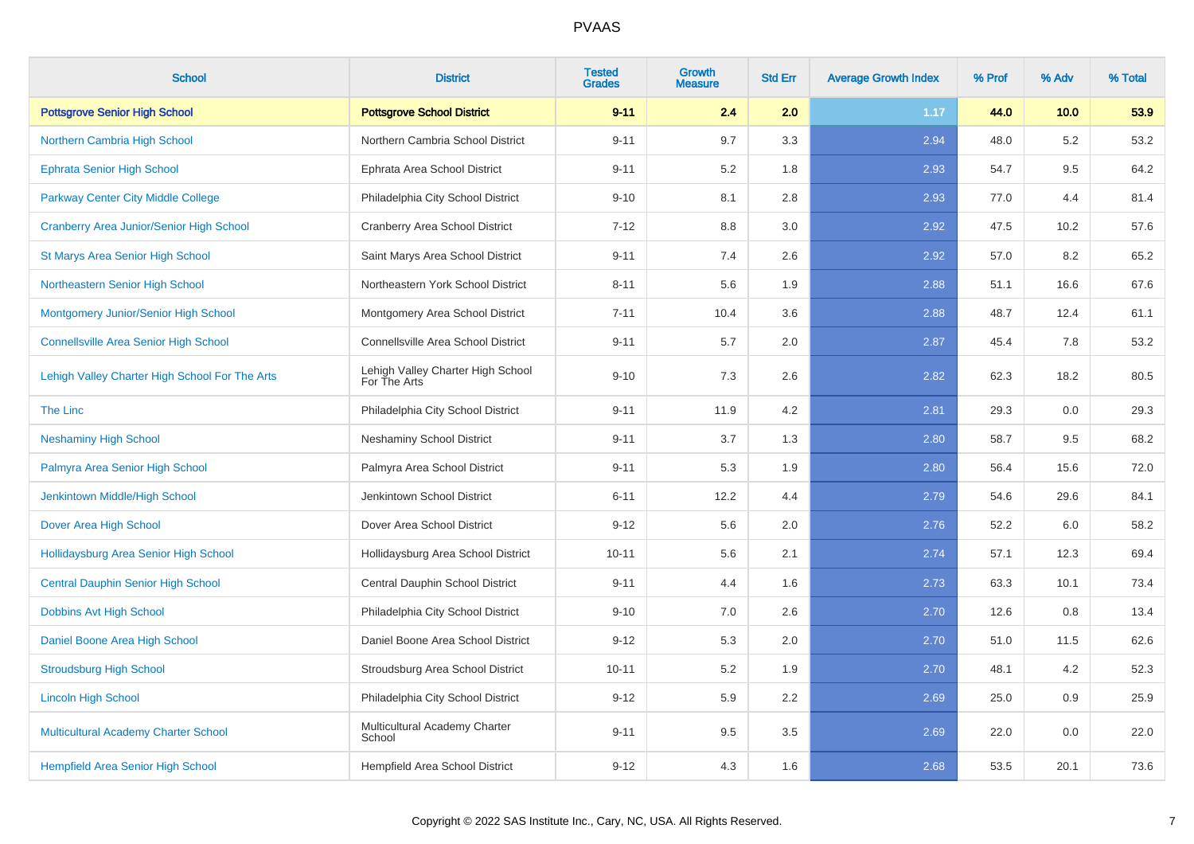# PVAAS

| School | District | Tested Grades | Growth Measure | Std Err | Average Growth Index | % Prof | % Adv | % Total |
|---|---|---|---|---|---|---|---|---|
| **Pottsgrove Senior High School** | **Pottsgrove School District** | **9-11** | **2.4** | **2.0** | **1.17** | **44.0** | **10.0** | **53.9** |
| Northern Cambria High School | Northern Cambria School District | 9-11 | 9.7 | 3.3 | 2.94 | 48.0 | 5.2 | 53.2 |
| Ephrata Senior High School | Ephrata Area School District | 9-11 | 5.2 | 1.8 | 2.93 | 54.7 | 9.5 | 64.2 |
| Parkway Center City Middle College | Philadelphia City School District | 9-10 | 8.1 | 2.8 | 2.93 | 77.0 | 4.4 | 81.4 |
| Cranberry Area Junior/Senior High School | Cranberry Area School District | 7-12 | 8.8 | 3.0 | 2.92 | 47.5 | 10.2 | 57.6 |
| St Marys Area Senior High School | Saint Marys Area School District | 9-11 | 7.4 | 2.6 | 2.92 | 57.0 | 8.2 | 65.2 |
| Northeastern Senior High School | Northeastern York School District | 8-11 | 5.6 | 1.9 | 2.88 | 51.1 | 16.6 | 67.6 |
| Montgomery Junior/Senior High School | Montgomery Area School District | 7-11 | 10.4 | 3.6 | 2.88 | 48.7 | 12.4 | 61.1 |
| Connellsville Area Senior High School | Connellsville Area School District | 9-11 | 5.7 | 2.0 | 2.87 | 45.4 | 7.8 | 53.2 |
| Lehigh Valley Charter High School For The Arts | Lehigh Valley Charter High School For The Arts | 9-10 | 7.3 | 2.6 | 2.82 | 62.3 | 18.2 | 80.5 |
| The Linc | Philadelphia City School District | 9-11 | 11.9 | 4.2 | 2.81 | 29.3 | 0.0 | 29.3 |
| Neshaminy High School | Neshaminy School District | 9-11 | 3.7 | 1.3 | 2.80 | 58.7 | 9.5 | 68.2 |
| Palmyra Area Senior High School | Palmyra Area School District | 9-11 | 5.3 | 1.9 | 2.80 | 56.4 | 15.6 | 72.0 |
| Jenkintown Middle/High School | Jenkintown School District | 6-11 | 12.2 | 4.4 | 2.79 | 54.6 | 29.6 | 84.1 |
| Dover Area High School | Dover Area School District | 9-12 | 5.6 | 2.0 | 2.76 | 52.2 | 6.0 | 58.2 |
| Hollidaysburg Area Senior High School | Hollidaysburg Area School District | 10-11 | 5.6 | 2.1 | 2.74 | 57.1 | 12.3 | 69.4 |
| Central Dauphin Senior High School | Central Dauphin School District | 9-11 | 4.4 | 1.6 | 2.73 | 63.3 | 10.1 | 73.4 |
| Dobbins Avt High School | Philadelphia City School District | 9-10 | 7.0 | 2.6 | 2.70 | 12.6 | 0.8 | 13.4 |
| Daniel Boone Area High School | Daniel Boone Area School District | 9-12 | 5.3 | 2.0 | 2.70 | 51.0 | 11.5 | 62.6 |
| Stroudsburg High School | Stroudsburg Area School District | 10-11 | 5.2 | 1.9 | 2.70 | 48.1 | 4.2 | 52.3 |
| Lincoln High School | Philadelphia City School District | 9-12 | 5.9 | 2.2 | 2.69 | 25.0 | 0.9 | 25.9 |
| Multicultural Academy Charter School | Multicultural Academy Charter School | 9-11 | 9.5 | 3.5 | 2.69 | 22.0 | 0.0 | 22.0 |
| Hempfield Area Senior High School | Hempfield Area School District | 9-12 | 4.3 | 1.6 | 2.68 | 53.5 | 20.1 | 73.6 |

Copyright © 2022 SAS Institute Inc., Cary, NC, USA. All Rights Reserved.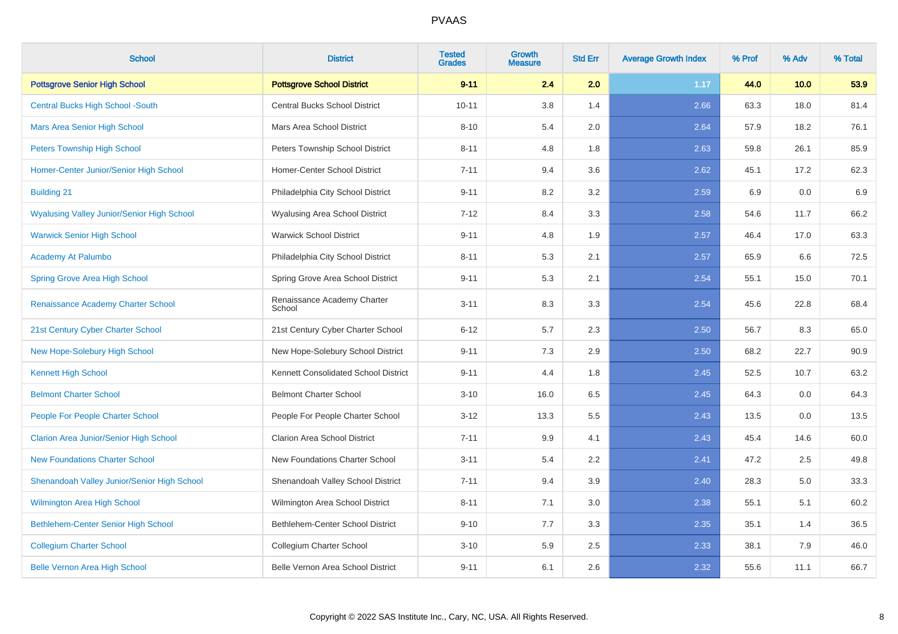| School | District | Tested Grades | Growth Measure | Std Err | Average Growth Index | % Prof | % Adv | % Total |
|---|---|---|---|---|---|---|---|---|
| **Pottsgrove Senior High School** | **Pottsgrove School District** | **9-11** | **2.4** | **2.0** | **1.17** | **44.0** | **10.0** | **53.9** |
| Central Bucks High School -South | Central Bucks School District | 10-11 | 3.8 | 1.4 | 2.66 | 63.3 | 18.0 | 81.4 |
| Mars Area Senior High School | Mars Area School District | 8-10 | 5.4 | 2.0 | 2.64 | 57.9 | 18.2 | 76.1 |
| Peters Township High School | Peters Township School District | 8-11 | 4.8 | 1.8 | 2.63 | 59.8 | 26.1 | 85.9 |
| Homer-Center Junior/Senior High School | Homer-Center School District | 7-11 | 9.4 | 3.6 | 2.62 | 45.1 | 17.2 | 62.3 |
| Building 21 | Philadelphia City School District | 9-11 | 8.2 | 3.2 | 2.59 | 6.9 | 0.0 | 6.9 |
| Wyalusing Valley Junior/Senior High School | Wyalusing Area School District | 7-12 | 8.4 | 3.3 | 2.58 | 54.6 | 11.7 | 66.2 |
| Warwick Senior High School | Warwick School District | 9-11 | 4.8 | 1.9 | 2.57 | 46.4 | 17.0 | 63.3 |
| Academy At Palumbo | Philadelphia City School District | 8-11 | 5.3 | 2.1 | 2.57 | 65.9 | 6.6 | 72.5 |
| Spring Grove Area High School | Spring Grove Area School District | 9-11 | 5.3 | 2.1 | 2.54 | 55.1 | 15.0 | 70.1 |
| Renaissance Academy Charter School | Renaissance Academy Charter School | 3-11 | 8.3 | 3.3 | 2.54 | 45.6 | 22.8 | 68.4 |
| 21st Century Cyber Charter School | 21st Century Cyber Charter School | 6-12 | 5.7 | 2.3 | 2.50 | 56.7 | 8.3 | 65.0 |
| New Hope-Solebury High School | New Hope-Solebury School District | 9-11 | 7.3 | 2.9 | 2.50 | 68.2 | 22.7 | 90.9 |
| Kennett High School | Kennett Consolidated School District | 9-11 | 4.4 | 1.8 | 2.45 | 52.5 | 10.7 | 63.2 |
| Belmont Charter School | Belmont Charter School | 3-10 | 16.0 | 6.5 | 2.45 | 64.3 | 0.0 | 64.3 |
| People For People Charter School | People For People Charter School | 3-12 | 13.3 | 5.5 | 2.43 | 13.5 | 0.0 | 13.5 |
| Clarion Area Junior/Senior High School | Clarion Area School District | 7-11 | 9.9 | 4.1 | 2.43 | 45.4 | 14.6 | 60.0 |
| New Foundations Charter School | New Foundations Charter School | 3-11 | 5.4 | 2.2 | 2.41 | 47.2 | 2.5 | 49.8 |
| Shenandoah Valley Junior/Senior High School | Shenandoah Valley School District | 7-11 | 9.4 | 3.9 | 2.40 | 28.3 | 5.0 | 33.3 |
| Wilmington Area High School | Wilmington Area School District | 8-11 | 7.1 | 3.0 | 2.38 | 55.1 | 5.1 | 60.2 |
| Bethlehem-Center Senior High School | Bethlehem-Center School District | 9-10 | 7.7 | 3.3 | 2.35 | 35.1 | 1.4 | 36.5 |
| Collegium Charter School | Collegium Charter School | 3-10 | 5.9 | 2.5 | 2.33 | 38.1 | 7.9 | 46.0 |
| Belle Vernon Area High School | Belle Vernon Area School District | 9-11 | 6.1 | 2.6 | 2.32 | 55.6 | 11.1 | 66.7 |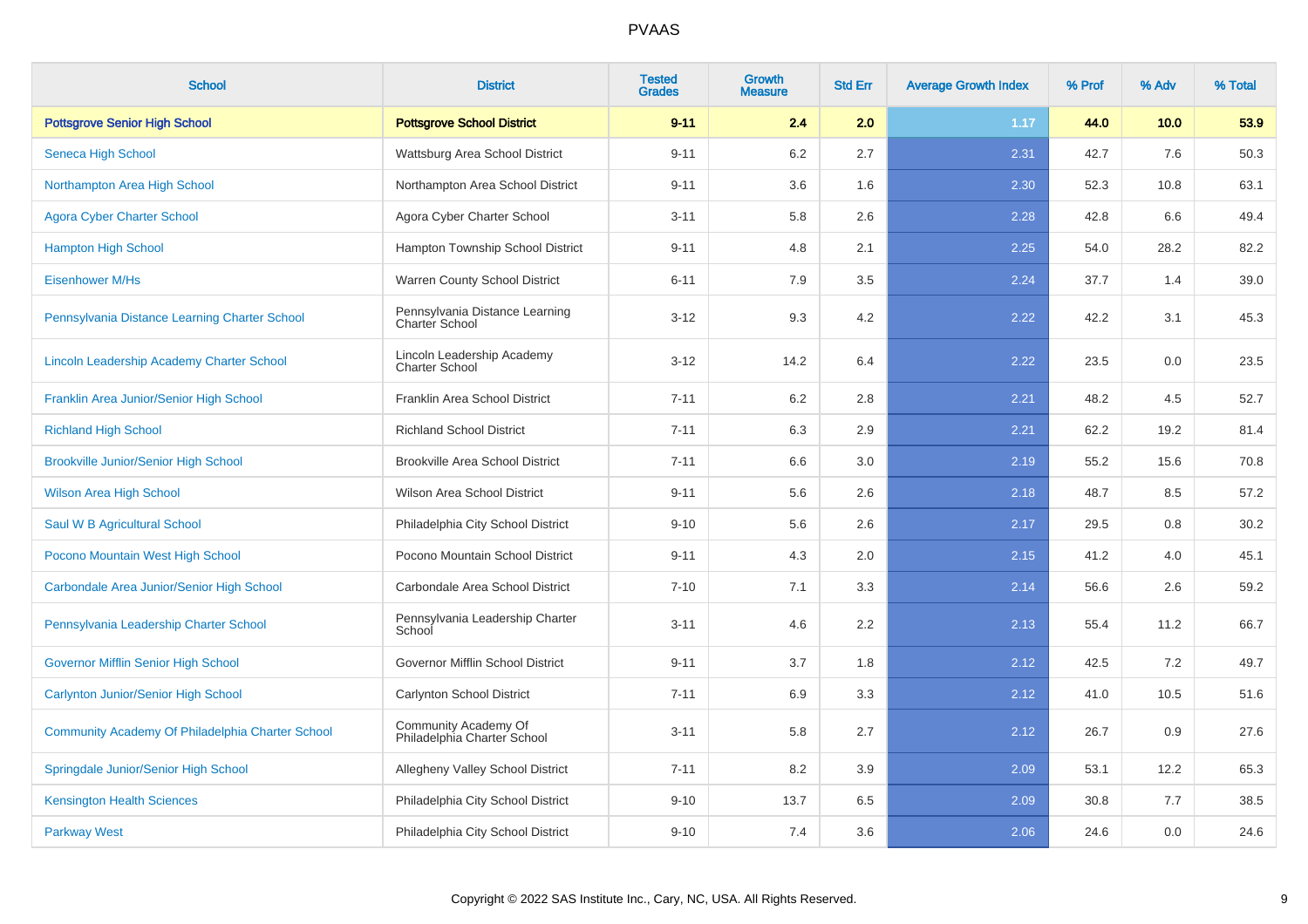# PVAAS

| School | District | Tested Grades | Growth Measure | Std Err | Average Growth Index | % Prof | % Adv | % Total |
|---|---|---|---|---|---|---|---|---|
| **Pottsgrove Senior High School** | **Pottsgrove School District** | **9-11** | **2.4** | **2.0** | **1.17** | **44.0** | **10.0** | **53.9** |
| Seneca High School | Wattsburg Area School District | 9-11 | 6.2 | 2.7 | 2.31 | 42.7 | 7.6 | 50.3 |
| Northampton Area High School | Northampton Area School District | 9-11 | 3.6 | 1.6 | 2.30 | 52.3 | 10.8 | 63.1 |
| Agora Cyber Charter School | Agora Cyber Charter School | 3-11 | 5.8 | 2.6 | 2.28 | 42.8 | 6.6 | 49.4 |
| Hampton High School | Hampton Township School District | 9-11 | 4.8 | 2.1 | 2.25 | 54.0 | 28.2 | 82.2 |
| Eisenhower M/Hs | Warren County School District | 6-11 | 7.9 | 3.5 | 2.24 | 37.7 | 1.4 | 39.0 |
| Pennsylvania Distance Learning Charter School | Pennsylvania Distance Learning Charter School | 3-12 | 9.3 | 4.2 | 2.22 | 42.2 | 3.1 | 45.3 |
| Lincoln Leadership Academy Charter School | Lincoln Leadership Academy Charter School | 3-12 | 14.2 | 6.4 | 2.22 | 23.5 | 0.0 | 23.5 |
| Franklin Area Junior/Senior High School | Franklin Area School District | 7-11 | 6.2 | 2.8 | 2.21 | 48.2 | 4.5 | 52.7 |
| Richland High School | Richland School District | 7-11 | 6.3 | 2.9 | 2.21 | 62.2 | 19.2 | 81.4 |
| Brookville Junior/Senior High School | Brookville Area School District | 7-11 | 6.6 | 3.0 | 2.19 | 55.2 | 15.6 | 70.8 |
| Wilson Area High School | Wilson Area School District | 9-11 | 5.6 | 2.6 | 2.18 | 48.7 | 8.5 | 57.2 |
| Saul W B Agricultural School | Philadelphia City School District | 9-10 | 5.6 | 2.6 | 2.17 | 29.5 | 0.8 | 30.2 |
| Pocono Mountain West High School | Pocono Mountain School District | 9-11 | 4.3 | 2.0 | 2.15 | 41.2 | 4.0 | 45.1 |
| Carbondale Area Junior/Senior High School | Carbondale Area School District | 7-10 | 7.1 | 3.3 | 2.14 | 56.6 | 2.6 | 59.2 |
| Pennsylvania Leadership Charter School | Pennsylvania Leadership Charter School | 3-11 | 4.6 | 2.2 | 2.13 | 55.4 | 11.2 | 66.7 |
| Governor Mifflin Senior High School | Governor Mifflin School District | 9-11 | 3.7 | 1.8 | 2.12 | 42.5 | 7.2 | 49.7 |
| Carlynton Junior/Senior High School | Carlynton School District | 7-11 | 6.9 | 3.3 | 2.12 | 41.0 | 10.5 | 51.6 |
| Community Academy Of Philadelphia Charter School | Community Academy Of Philadelphia Charter School | 3-11 | 5.8 | 2.7 | 2.12 | 26.7 | 0.9 | 27.6 |
| Springdale Junior/Senior High School | Allegheny Valley School District | 7-11 | 8.2 | 3.9 | 2.09 | 53.1 | 12.2 | 65.3 |
| Kensington Health Sciences | Philadelphia City School District | 9-10 | 13.7 | 6.5 | 2.09 | 30.8 | 7.7 | 38.5 |
| Parkway West | Philadelphia City School District | 9-10 | 7.4 | 3.6 | 2.06 | 24.6 | 0.0 | 24.6 |

Copyright © 2022 SAS Institute Inc., Cary, NC, USA. All Rights Reserved.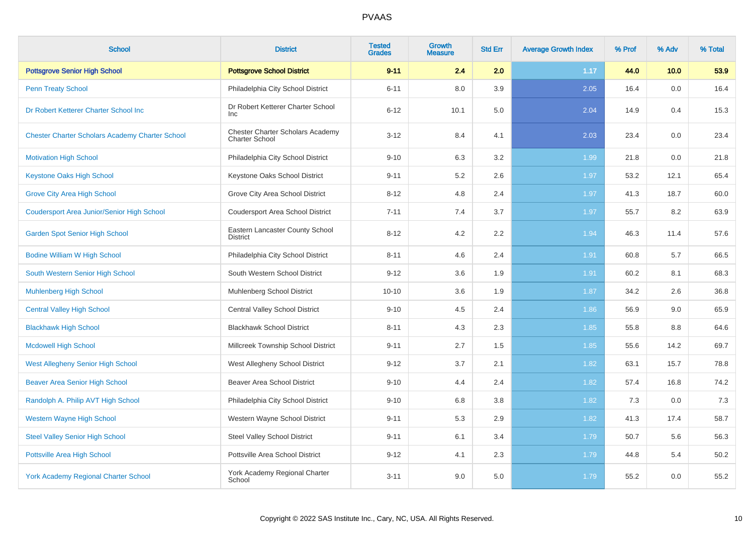# PVAAS

| School | District | Tested Grades | Growth Measure | Std Err | Average Growth Index | % Prof | % Adv | % Total |
|---|---|---|---|---|---|---|---|---|
| **Pottsgrove Senior High School** | **Pottsgrove School District** | **9-11** | **2.4** | **2.0** | **1.17** | **44.0** | **10.0** | **53.9** |
| Penn Treaty School | Philadelphia City School District | 6-11 | 8.0 | 3.9 | 2.05 | 16.4 | 0.0 | 16.4 |
| Dr Robert Ketterer Charter School Inc | Dr Robert Ketterer Charter School Inc | 6-12 | 10.1 | 5.0 | 2.04 | 14.9 | 0.4 | 15.3 |
| Chester Charter Scholars Academy Charter School | Chester Charter Scholars Academy Charter School | 3-12 | 8.4 | 4.1 | 2.03 | 23.4 | 0.0 | 23.4 |
| Motivation High School | Philadelphia City School District | 9-10 | 6.3 | 3.2 | 1.99 | 21.8 | 0.0 | 21.8 |
| Keystone Oaks High School | Keystone Oaks School District | 9-11 | 5.2 | 2.6 | 1.97 | 53.2 | 12.1 | 65.4 |
| Grove City Area High School | Grove City Area School District | 8-12 | 4.8 | 2.4 | 1.97 | 41.3 | 18.7 | 60.0 |
| Coudersport Area Junior/Senior High School | Coudersport Area School District | 7-11 | 7.4 | 3.7 | 1.97 | 55.7 | 8.2 | 63.9 |
| Garden Spot Senior High School | Eastern Lancaster County School District | 8-12 | 4.2 | 2.2 | 1.94 | 46.3 | 11.4 | 57.6 |
| Bodine William W High School | Philadelphia City School District | 8-11 | 4.6 | 2.4 | 1.91 | 60.8 | 5.7 | 66.5 |
| South Western Senior High School | South Western School District | 9-12 | 3.6 | 1.9 | 1.91 | 60.2 | 8.1 | 68.3 |
| Muhlenberg High School | Muhlenberg School District | 10-10 | 3.6 | 1.9 | 1.87 | 34.2 | 2.6 | 36.8 |
| Central Valley High School | Central Valley School District | 9-10 | 4.5 | 2.4 | 1.86 | 56.9 | 9.0 | 65.9 |
| Blackhawk High School | Blackhawk School District | 8-11 | 4.3 | 2.3 | 1.85 | 55.8 | 8.8 | 64.6 |
| Mcdowell High School | Millcreek Township School District | 9-11 | 2.7 | 1.5 | 1.85 | 55.6 | 14.2 | 69.7 |
| West Allegheny Senior High School | West Allegheny School District | 9-12 | 3.7 | 2.1 | 1.82 | 63.1 | 15.7 | 78.8 |
| Beaver Area Senior High School | Beaver Area School District | 9-10 | 4.4 | 2.4 | 1.82 | 57.4 | 16.8 | 74.2 |
| Randolph A. Philip AVT High School | Philadelphia City School District | 9-10 | 6.8 | 3.8 | 1.82 | 7.3 | 0.0 | 7.3 |
| Western Wayne High School | Western Wayne School District | 9-11 | 5.3 | 2.9 | 1.82 | 41.3 | 17.4 | 58.7 |
| Steel Valley Senior High School | Steel Valley School District | 9-11 | 6.1 | 3.4 | 1.79 | 50.7 | 5.6 | 56.3 |
| Pottsville Area High School | Pottsville Area School District | 9-12 | 4.1 | 2.3 | 1.79 | 44.8 | 5.4 | 50.2 |
| York Academy Regional Charter School | York Academy Regional Charter School | 3-11 | 9.0 | 5.0 | 1.79 | 55.2 | 0.0 | 55.2 |

Copyright © 2022 SAS Institute Inc., Cary, NC, USA. All Rights Reserved.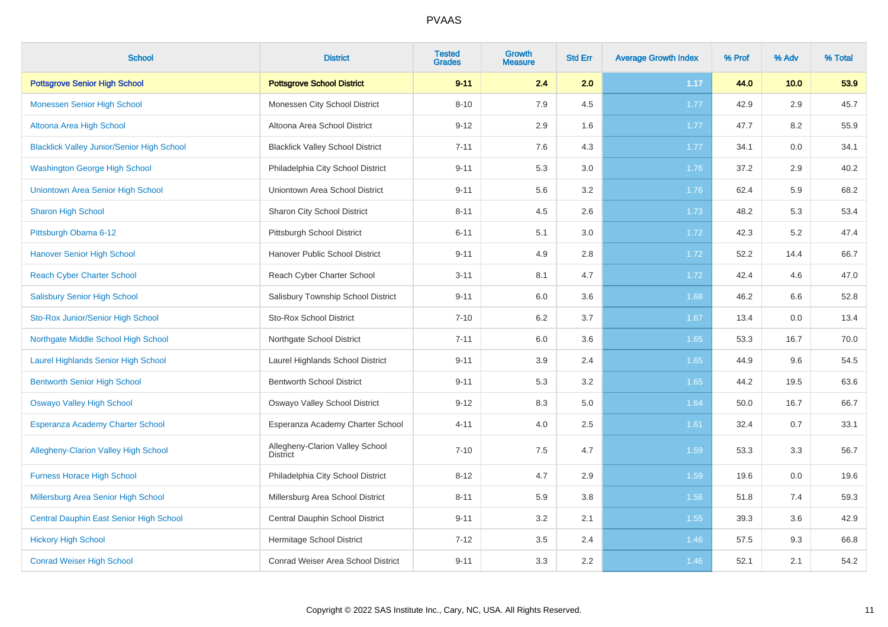# PVAAS

| School | District | Tested Grades | Growth Measure | Std Err | Average Growth Index | % Prof | % Adv | % Total |
|---|---|---|---|---|---|---|---|---|
| **Pottsgrove Senior High School** | **Pottsgrove School District** | **9-11** | **2.4** | **2.0** | **1.17** | **44.0** | **10.0** | **53.9** |
| Monessen Senior High School | Monessen City School District | 8-10 | 7.9 | 4.5 | 1.77 | 42.9 | 2.9 | 45.7 |
| Altoona Area High School | Altoona Area School District | 9-12 | 2.9 | 1.6 | 1.77 | 47.7 | 8.2 | 55.9 |
| Blacklick Valley Junior/Senior High School | Blacklick Valley School District | 7-11 | 7.6 | 4.3 | 1.77 | 34.1 | 0.0 | 34.1 |
| Washington George High School | Philadelphia City School District | 9-11 | 5.3 | 3.0 | 1.76 | 37.2 | 2.9 | 40.2 |
| Uniontown Area Senior High School | Uniontown Area School District | 9-11 | 5.6 | 3.2 | 1.76 | 62.4 | 5.9 | 68.2 |
| Sharon High School | Sharon City School District | 8-11 | 4.5 | 2.6 | 1.73 | 48.2 | 5.3 | 53.4 |
| Pittsburgh Obama 6-12 | Pittsburgh School District | 6-11 | 5.1 | 3.0 | 1.72 | 42.3 | 5.2 | 47.4 |
| Hanover Senior High School | Hanover Public School District | 9-11 | 4.9 | 2.8 | 1.72 | 52.2 | 14.4 | 66.7 |
| Reach Cyber Charter School | Reach Cyber Charter School | 3-11 | 8.1 | 4.7 | 1.72 | 42.4 | 4.6 | 47.0 |
| Salisbury Senior High School | Salisbury Township School District | 9-11 | 6.0 | 3.6 | 1.68 | 46.2 | 6.6 | 52.8 |
| Sto-Rox Junior/Senior High School | Sto-Rox School District | 7-10 | 6.2 | 3.7 | 1.67 | 13.4 | 0.0 | 13.4 |
| Northgate Middle School High School | Northgate School District | 7-11 | 6.0 | 3.6 | 1.65 | 53.3 | 16.7 | 70.0 |
| Laurel Highlands Senior High School | Laurel Highlands School District | 9-11 | 3.9 | 2.4 | 1.65 | 44.9 | 9.6 | 54.5 |
| Bentworth Senior High School | Bentworth School District | 9-11 | 5.3 | 3.2 | 1.65 | 44.2 | 19.5 | 63.6 |
| Oswayo Valley High School | Oswayo Valley School District | 9-12 | 8.3 | 5.0 | 1.64 | 50.0 | 16.7 | 66.7 |
| Esperanza Academy Charter School | Esperanza Academy Charter School | 4-11 | 4.0 | 2.5 | 1.61 | 32.4 | 0.7 | 33.1 |
| Allegheny-Clarion Valley High School | Allegheny-Clarion Valley School District | 7-10 | 7.5 | 4.7 | 1.59 | 53.3 | 3.3 | 56.7 |
| Furness Horace High School | Philadelphia City School District | 8-12 | 4.7 | 2.9 | 1.59 | 19.6 | 0.0 | 19.6 |
| Millersburg Area Senior High School | Millersburg Area School District | 8-11 | 5.9 | 3.8 | 1.56 | 51.8 | 7.4 | 59.3 |
| Central Dauphin East Senior High School | Central Dauphin School District | 9-11 | 3.2 | 2.1 | 1.55 | 39.3 | 3.6 | 42.9 |
| Hickory High School | Hermitage School District | 7-12 | 3.5 | 2.4 | 1.46 | 57.5 | 9.3 | 66.8 |
| Conrad Weiser High School | Conrad Weiser Area School District | 9-11 | 3.3 | 2.2 | 1.46 | 52.1 | 2.1 | 54.2 |

Copyright © 2022 SAS Institute Inc., Cary, NC, USA. All Rights Reserved.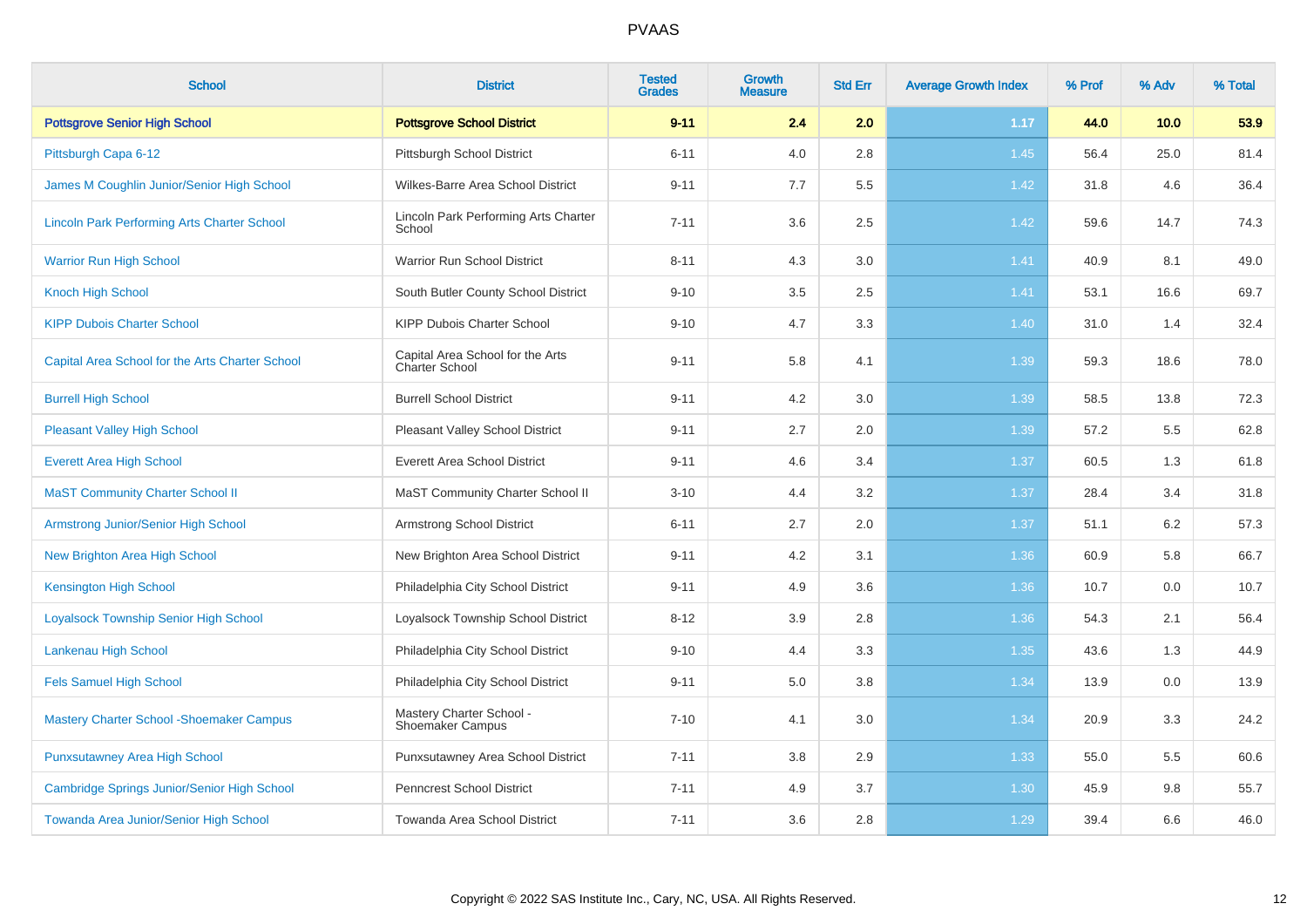# PVAAS

| School | District | Tested Grades | Growth Measure | Std Err | Average Growth Index | % Prof | % Adv | % Total |
|---|---|---|---|---|---|---|---|---|
| **Pottsgrove Senior High School** | **Pottsgrove School District** | **9-11** | **2.4** | **2.0** | **1.17** | **44.0** | **10.0** | **53.9** |
| Pittsburgh Capa 6-12 | Pittsburgh School District | 6-11 | 4.0 | 2.8 | 1.45 | 56.4 | 25.0 | 81.4 |
| James M Coughlin Junior/Senior High School | Wilkes-Barre Area School District | 9-11 | 7.7 | 5.5 | 1.42 | 31.8 | 4.6 | 36.4 |
| Lincoln Park Performing Arts Charter School | Lincoln Park Performing Arts Charter School | 7-11 | 3.6 | 2.5 | 1.42 | 59.6 | 14.7 | 74.3 |
| Warrior Run High School | Warrior Run School District | 8-11 | 4.3 | 3.0 | 1.41 | 40.9 | 8.1 | 49.0 |
| Knoch High School | South Butler County School District | 9-10 | 3.5 | 2.5 | 1.41 | 53.1 | 16.6 | 69.7 |
| KIPP Dubois Charter School | KIPP Dubois Charter School | 9-10 | 4.7 | 3.3 | 1.40 | 31.0 | 1.4 | 32.4 |
| Capital Area School for the Arts Charter School | Capital Area School for the Arts Charter School | 9-11 | 5.8 | 4.1 | 1.39 | 59.3 | 18.6 | 78.0 |
| Burrell High School | Burrell School District | 9-11 | 4.2 | 3.0 | 1.39 | 58.5 | 13.8 | 72.3 |
| Pleasant Valley High School | Pleasant Valley School District | 9-11 | 2.7 | 2.0 | 1.39 | 57.2 | 5.5 | 62.8 |
| Everett Area High School | Everett Area School District | 9-11 | 4.6 | 3.4 | 1.37 | 60.5 | 1.3 | 61.8 |
| MaST Community Charter School II | MaST Community Charter School II | 3-10 | 4.4 | 3.2 | 1.37 | 28.4 | 3.4 | 31.8 |
| Armstrong Junior/Senior High School | Armstrong School District | 6-11 | 2.7 | 2.0 | 1.37 | 51.1 | 6.2 | 57.3 |
| New Brighton Area High School | New Brighton Area School District | 9-11 | 4.2 | 3.1 | 1.36 | 60.9 | 5.8 | 66.7 |
| Kensington High School | Philadelphia City School District | 9-11 | 4.9 | 3.6 | 1.36 | 10.7 | 0.0 | 10.7 |
| Loyalsock Township Senior High School | Loyalsock Township School District | 8-12 | 3.9 | 2.8 | 1.36 | 54.3 | 2.1 | 56.4 |
| Lankenau High School | Philadelphia City School District | 9-10 | 4.4 | 3.3 | 1.35 | 43.6 | 1.3 | 44.9 |
| Fels Samuel High School | Philadelphia City School District | 9-11 | 5.0 | 3.8 | 1.34 | 13.9 | 0.0 | 13.9 |
| Mastery Charter School -Shoemaker Campus | Mastery Charter School - Shoemaker Campus | 7-10 | 4.1 | 3.0 | 1.34 | 20.9 | 3.3 | 24.2 |
| Punxsutawney Area High School | Punxsutawney Area School District | 7-11 | 3.8 | 2.9 | 1.33 | 55.0 | 5.5 | 60.6 |
| Cambridge Springs Junior/Senior High School | Penncrest School District | 7-11 | 4.9 | 3.7 | 1.30 | 45.9 | 9.8 | 55.7 |
| Towanda Area Junior/Senior High School | Towanda Area School District | 7-11 | 3.6 | 2.8 | 1.29 | 39.4 | 6.6 | 46.0 |

Copyright © 2022 SAS Institute Inc., Cary, NC, USA. All Rights Reserved.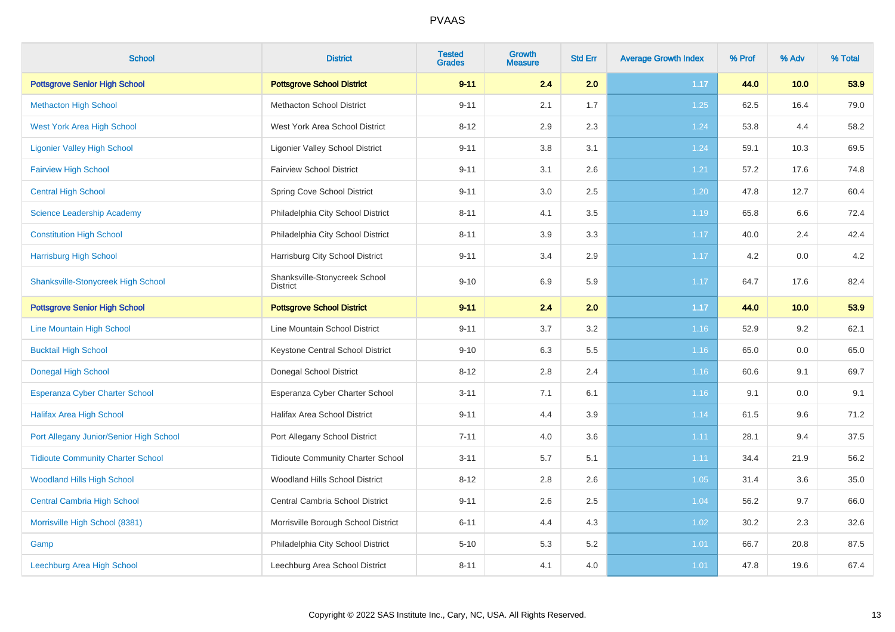# PVAAS

| School | District | Tested Grades | Growth Measure | Std Err | Average Growth Index | % Prof | % Adv | % Total |
|---|---|---|---|---|---|---|---|---|
| **Pottsgrove Senior High School** | **Pottsgrove School District** | **9-11** | **2.4** | **2.0** | **1.17** | **44.0** | **10.0** | **53.9** |
| Methacton High School | Methacton School District | 9-11 | 2.1 | 1.7 | 1.25 | 62.5 | 16.4 | 79.0 |
| West York Area High School | West York Area School District | 8-12 | 2.9 | 2.3 | 1.24 | 53.8 | 4.4 | 58.2 |
| Ligonier Valley High School | Ligonier Valley School District | 9-11 | 3.8 | 3.1 | 1.24 | 59.1 | 10.3 | 69.5 |
| Fairview High School | Fairview School District | 9-11 | 3.1 | 2.6 | 1.21 | 57.2 | 17.6 | 74.8 |
| Central High School | Spring Cove School District | 9-11 | 3.0 | 2.5 | 1.20 | 47.8 | 12.7 | 60.4 |
| Science Leadership Academy | Philadelphia City School District | 8-11 | 4.1 | 3.5 | 1.19 | 65.8 | 6.6 | 72.4 |
| Constitution High School | Philadelphia City School District | 8-11 | 3.9 | 3.3 | 1.17 | 40.0 | 2.4 | 42.4 |
| Harrisburg High School | Harrisburg City School District | 9-11 | 3.4 | 2.9 | 1.17 | 4.2 | 0.0 | 4.2 |
| Shanksville-Stonycreek High School | Shanksville-Stonycreek School District | 9-10 | 6.9 | 5.9 | 1.17 | 64.7 | 17.6 | 82.4 |
| **Pottsgrove Senior High School** | **Pottsgrove School District** | **9-11** | **2.4** | **2.0** | **1.17** | **44.0** | **10.0** | **53.9** |
| Line Mountain High School | Line Mountain School District | 9-11 | 3.7 | 3.2 | 1.16 | 52.9 | 9.2 | 62.1 |
| Bucktail High School | Keystone Central School District | 9-10 | 6.3 | 5.5 | 1.16 | 65.0 | 0.0 | 65.0 |
| Donegal High School | Donegal School District | 8-12 | 2.8 | 2.4 | 1.16 | 60.6 | 9.1 | 69.7 |
| Esperanza Cyber Charter School | Esperanza Cyber Charter School | 3-11 | 7.1 | 6.1 | 1.16 | 9.1 | 0.0 | 9.1 |
| Halifax Area High School | Halifax Area School District | 9-11 | 4.4 | 3.9 | 1.14 | 61.5 | 9.6 | 71.2 |
| Port Allegany Junior/Senior High School | Port Allegany School District | 7-11 | 4.0 | 3.6 | 1.11 | 28.1 | 9.4 | 37.5 |
| Tidioute Community Charter School | Tidioute Community Charter School | 3-11 | 5.7 | 5.1 | 1.11 | 34.4 | 21.9 | 56.2 |
| Woodland Hills High School | Woodland Hills School District | 8-12 | 2.8 | 2.6 | 1.05 | 31.4 | 3.6 | 35.0 |
| Central Cambria High School | Central Cambria School District | 9-11 | 2.6 | 2.5 | 1.04 | 56.2 | 9.7 | 66.0 |
| Morrisville High School (8381) | Morrisville Borough School District | 6-11 | 4.4 | 4.3 | 1.02 | 30.2 | 2.3 | 32.6 |
| Gamp | Philadelphia City School District | 5-10 | 5.3 | 5.2 | 1.01 | 66.7 | 20.8 | 87.5 |
| Leechburg Area High School | Leechburg Area School District | 8-11 | 4.1 | 4.0 | 1.01 | 47.8 | 19.6 | 67.4 |

Copyright © 2022 SAS Institute Inc., Cary, NC, USA. All Rights Reserved.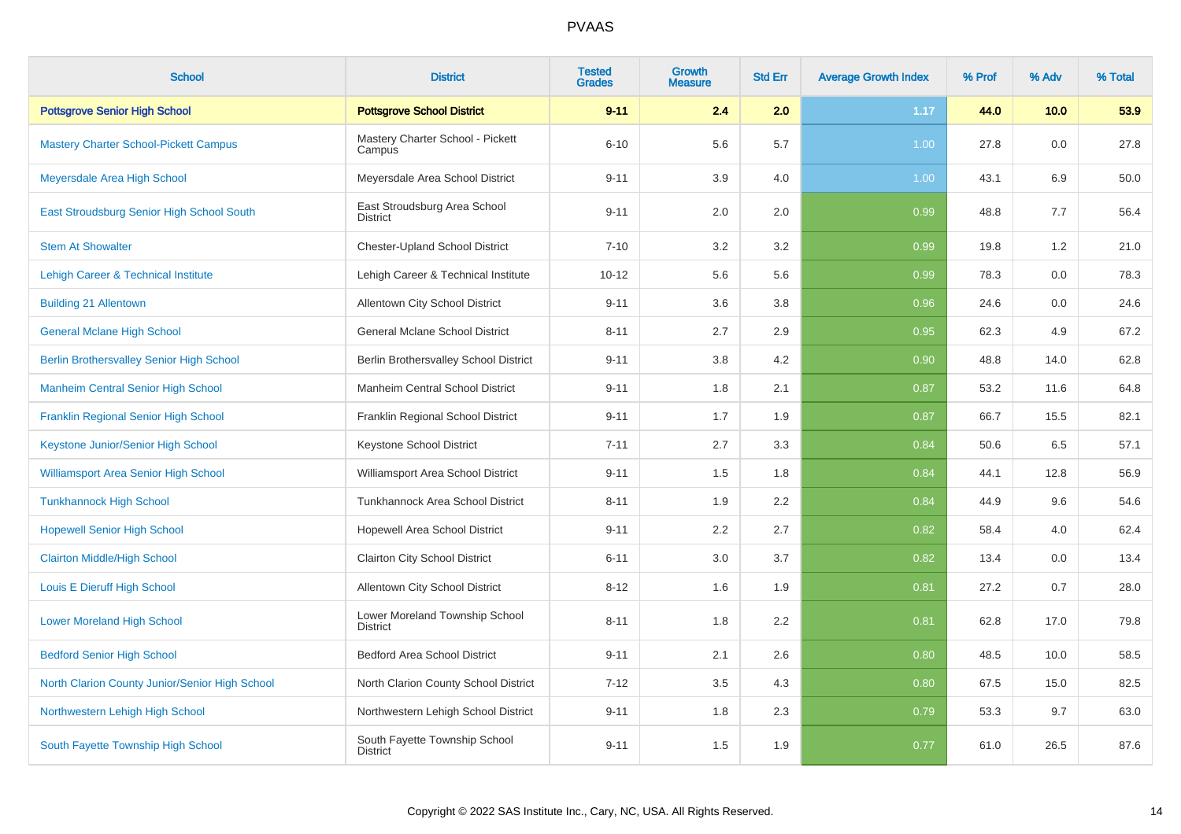| School | District | Tested Grades | Growth Measure | Std Err | Average Growth Index | % Prof | % Adv | % Total |
|---|---|---|---|---|---|---|---|---|
| **Pottsgrove Senior High School** | **Pottsgrove School District** | **9-11** | **2.4** | **2.0** | **1.17** | **44.0** | **10.0** | **53.9** |
| Mastery Charter School-Pickett Campus | Mastery Charter School - Pickett Campus | 6-10 | 5.6 | 5.7 | 1.00 | 27.8 | 0.0 | 27.8 |
| Meyersdale Area High School | Meyersdale Area School District | 9-11 | 3.9 | 4.0 | 1.00 | 43.1 | 6.9 | 50.0 |
| East Stroudsburg Senior High School South | East Stroudsburg Area School District | 9-11 | 2.0 | 2.0 | 0.99 | 48.8 | 7.7 | 56.4 |
| Stem At Showalter | Chester-Upland School District | 7-10 | 3.2 | 3.2 | 0.99 | 19.8 | 1.2 | 21.0 |
| Lehigh Career & Technical Institute | Lehigh Career & Technical Institute | 10-12 | 5.6 | 5.6 | 0.99 | 78.3 | 0.0 | 78.3 |
| Building 21 Allentown | Allentown City School District | 9-11 | 3.6 | 3.8 | 0.96 | 24.6 | 0.0 | 24.6 |
| General Mclane High School | General Mclane School District | 8-11 | 2.7 | 2.9 | 0.95 | 62.3 | 4.9 | 67.2 |
| Berlin Brothersvalley Senior High School | Berlin Brothersvalley School District | 9-11 | 3.8 | 4.2 | 0.90 | 48.8 | 14.0 | 62.8 |
| Manheim Central Senior High School | Manheim Central School District | 9-11 | 1.8 | 2.1 | 0.87 | 53.2 | 11.6 | 64.8 |
| Franklin Regional Senior High School | Franklin Regional School District | 9-11 | 1.7 | 1.9 | 0.87 | 66.7 | 15.5 | 82.1 |
| Keystone Junior/Senior High School | Keystone School District | 7-11 | 2.7 | 3.3 | 0.84 | 50.6 | 6.5 | 57.1 |
| Williamsport Area Senior High School | Williamsport Area School District | 9-11 | 1.5 | 1.8 | 0.84 | 44.1 | 12.8 | 56.9 |
| Tunkhannock High School | Tunkhannock Area School District | 8-11 | 1.9 | 2.2 | 0.84 | 44.9 | 9.6 | 54.6 |
| Hopewell Senior High School | Hopewell Area School District | 9-11 | 2.2 | 2.7 | 0.82 | 58.4 | 4.0 | 62.4 |
| Clairton Middle/High School | Clairton City School District | 6-11 | 3.0 | 3.7 | 0.82 | 13.4 | 0.0 | 13.4 |
| Louis E Dieruff High School | Allentown City School District | 8-12 | 1.6 | 1.9 | 0.81 | 27.2 | 0.7 | 28.0 |
| Lower Moreland High School | Lower Moreland Township School District | 8-11 | 1.8 | 2.2 | 0.81 | 62.8 | 17.0 | 79.8 |
| Bedford Senior High School | Bedford Area School District | 9-11 | 2.1 | 2.6 | 0.80 | 48.5 | 10.0 | 58.5 |
| North Clarion County Junior/Senior High School | North Clarion County School District | 7-12 | 3.5 | 4.3 | 0.80 | 67.5 | 15.0 | 82.5 |
| Northwestern Lehigh High School | Northwestern Lehigh School District | 9-11 | 1.8 | 2.3 | 0.79 | 53.3 | 9.7 | 63.0 |
| South Fayette Township High School | South Fayette Township School District | 9-11 | 1.5 | 1.9 | 0.77 | 61.0 | 26.5 | 87.6 |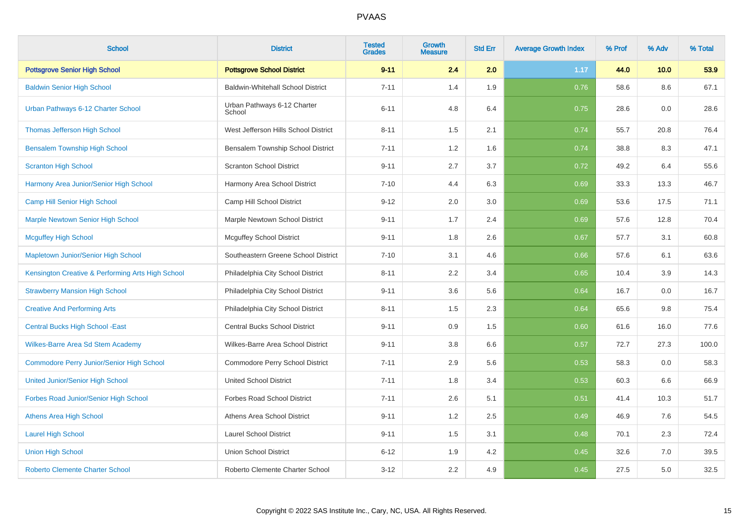| School | District | Tested Grades | Growth Measure | Std Err | Average Growth Index | % Prof | % Adv | % Total |
|---|---|---|---|---|---|---|---|---|
| **Pottsgrove Senior High School** | **Pottsgrove School District** | **9-11** | **2.4** | **2.0** | **1.17** | **44.0** | **10.0** | **53.9** |
| Baldwin Senior High School | Baldwin-Whitehall School District | 7-11 | 1.4 | 1.9 | 0.76 | 58.6 | 8.6 | 67.1 |
| Urban Pathways 6-12 Charter School | Urban Pathways 6-12 Charter School | 6-11 | 4.8 | 6.4 | 0.75 | 28.6 | 0.0 | 28.6 |
| Thomas Jefferson High School | West Jefferson Hills School District | 8-11 | 1.5 | 2.1 | 0.74 | 55.7 | 20.8 | 76.4 |
| Bensalem Township High School | Bensalem Township School District | 7-11 | 1.2 | 1.6 | 0.74 | 38.8 | 8.3 | 47.1 |
| Scranton High School | Scranton School District | 9-11 | 2.7 | 3.7 | 0.72 | 49.2 | 6.4 | 55.6 |
| Harmony Area Junior/Senior High School | Harmony Area School District | 7-10 | 4.4 | 6.3 | 0.69 | 33.3 | 13.3 | 46.7 |
| Camp Hill Senior High School | Camp Hill School District | 9-12 | 2.0 | 3.0 | 0.69 | 53.6 | 17.5 | 71.1 |
| Marple Newtown Senior High School | Marple Newtown School District | 9-11 | 1.7 | 2.4 | 0.69 | 57.6 | 12.8 | 70.4 |
| Mcguffey High School | Mcguffey School District | 9-11 | 1.8 | 2.6 | 0.67 | 57.7 | 3.1 | 60.8 |
| Mapletown Junior/Senior High School | Southeastern Greene School District | 7-10 | 3.1 | 4.6 | 0.66 | 57.6 | 6.1 | 63.6 |
| Kensington Creative & Performing Arts High School | Philadelphia City School District | 8-11 | 2.2 | 3.4 | 0.65 | 10.4 | 3.9 | 14.3 |
| Strawberry Mansion High School | Philadelphia City School District | 9-11 | 3.6 | 5.6 | 0.64 | 16.7 | 0.0 | 16.7 |
| Creative And Performing Arts | Philadelphia City School District | 8-11 | 1.5 | 2.3 | 0.64 | 65.6 | 9.8 | 75.4 |
| Central Bucks High School -East | Central Bucks School District | 9-11 | 0.9 | 1.5 | 0.60 | 61.6 | 16.0 | 77.6 |
| Wilkes-Barre Area Sd Stem Academy | Wilkes-Barre Area School District | 9-11 | 3.8 | 6.6 | 0.57 | 72.7 | 27.3 | 100.0 |
| Commodore Perry Junior/Senior High School | Commodore Perry School District | 7-11 | 2.9 | 5.6 | 0.53 | 58.3 | 0.0 | 58.3 |
| United Junior/Senior High School | United School District | 7-11 | 1.8 | 3.4 | 0.53 | 60.3 | 6.6 | 66.9 |
| Forbes Road Junior/Senior High School | Forbes Road School District | 7-11 | 2.6 | 5.1 | 0.51 | 41.4 | 10.3 | 51.7 |
| Athens Area High School | Athens Area School District | 9-11 | 1.2 | 2.5 | 0.49 | 46.9 | 7.6 | 54.5 |
| Laurel High School | Laurel School District | 9-11 | 1.5 | 3.1 | 0.48 | 70.1 | 2.3 | 72.4 |
| Union High School | Union School District | 6-12 | 1.9 | 4.2 | 0.45 | 32.6 | 7.0 | 39.5 |
| Roberto Clemente Charter School | Roberto Clemente Charter School | 3-12 | 2.2 | 4.9 | 0.45 | 27.5 | 5.0 | 32.5 |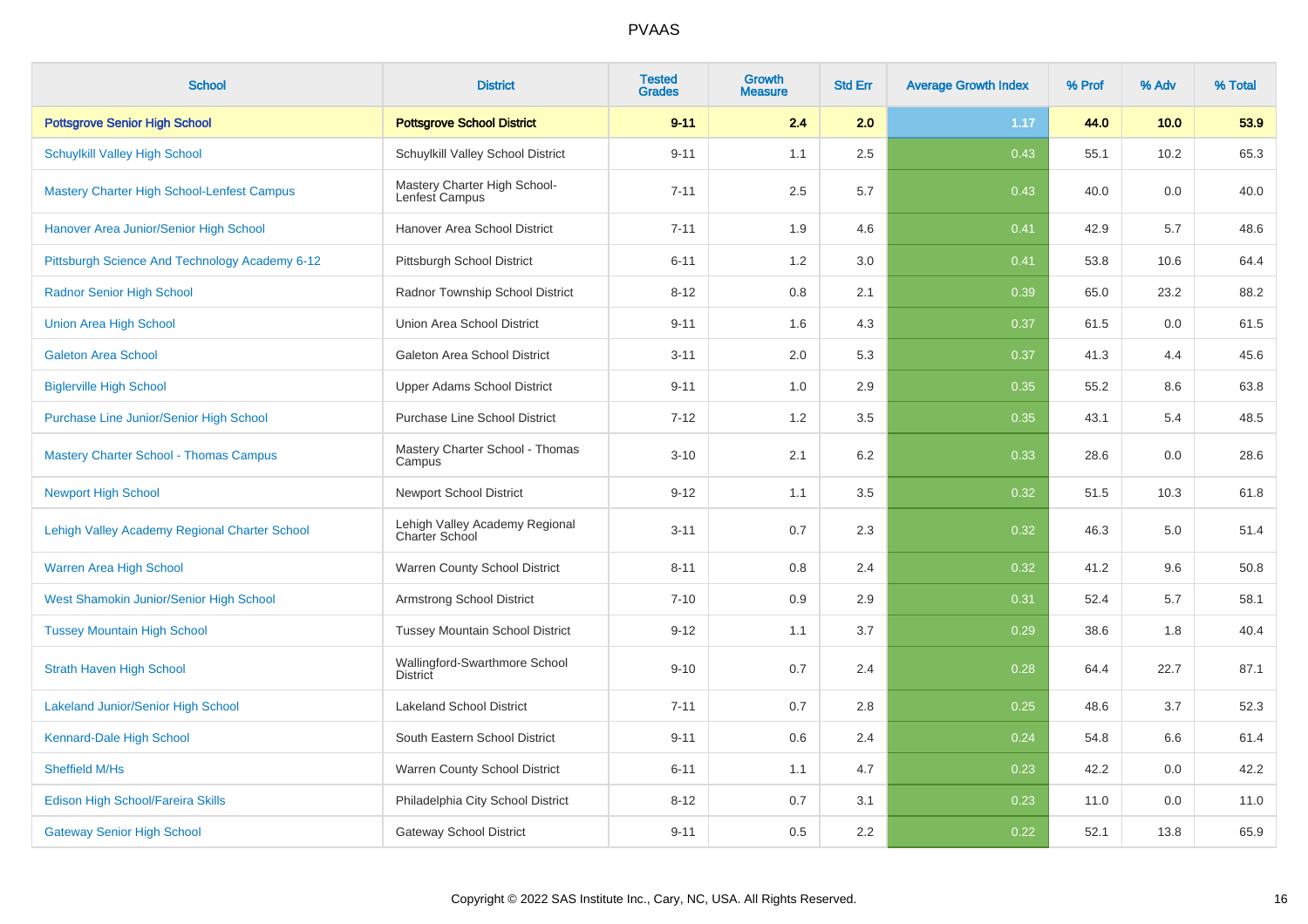| School | District | Tested Grades | Growth Measure | Std Err | Average Growth Index | % Prof | % Adv | % Total |
|---|---|---|---|---|---|---|---|---|
| **Pottsgrove Senior High School** | **Pottsgrove School District** | **9-11** | **2.4** | **2.0** | **1.17** | **44.0** | **10.0** | **53.9** |
| Schuylkill Valley High School | Schuylkill Valley School District | 9-11 | 1.1 | 2.5 | 0.43 | 55.1 | 10.2 | 65.3 |
| Mastery Charter High School-Lenfest Campus | Mastery Charter High School-Lenfest Campus | 7-11 | 2.5 | 5.7 | 0.43 | 40.0 | 0.0 | 40.0 |
| Hanover Area Junior/Senior High School | Hanover Area School District | 7-11 | 1.9 | 4.6 | 0.41 | 42.9 | 5.7 | 48.6 |
| Pittsburgh Science And Technology Academy 6-12 | Pittsburgh School District | 6-11 | 1.2 | 3.0 | 0.41 | 53.8 | 10.6 | 64.4 |
| Radnor Senior High School | Radnor Township School District | 8-12 | 0.8 | 2.1 | 0.39 | 65.0 | 23.2 | 88.2 |
| Union Area High School | Union Area School District | 9-11 | 1.6 | 4.3 | 0.37 | 61.5 | 0.0 | 61.5 |
| Galeton Area School | Galeton Area School District | 3-11 | 2.0 | 5.3 | 0.37 | 41.3 | 4.4 | 45.6 |
| Biglerville High School | Upper Adams School District | 9-11 | 1.0 | 2.9 | 0.35 | 55.2 | 8.6 | 63.8 |
| Purchase Line Junior/Senior High School | Purchase Line School District | 7-12 | 1.2 | 3.5 | 0.35 | 43.1 | 5.4 | 48.5 |
| Mastery Charter School - Thomas Campus | Mastery Charter School - Thomas Campus | 3-10 | 2.1 | 6.2 | 0.33 | 28.6 | 0.0 | 28.6 |
| Newport High School | Newport School District | 9-12 | 1.1 | 3.5 | 0.32 | 51.5 | 10.3 | 61.8 |
| Lehigh Valley Academy Regional Charter School | Lehigh Valley Academy Regional Charter School | 3-11 | 0.7 | 2.3 | 0.32 | 46.3 | 5.0 | 51.4 |
| Warren Area High School | Warren County School District | 8-11 | 0.8 | 2.4 | 0.32 | 41.2 | 9.6 | 50.8 |
| West Shamokin Junior/Senior High School | Armstrong School District | 7-10 | 0.9 | 2.9 | 0.31 | 52.4 | 5.7 | 58.1 |
| Tussey Mountain High School | Tussey Mountain School District | 9-12 | 1.1 | 3.7 | 0.29 | 38.6 | 1.8 | 40.4 |
| Strath Haven High School | Wallingford-Swarthmore School District | 9-10 | 0.7 | 2.4 | 0.28 | 64.4 | 22.7 | 87.1 |
| Lakeland Junior/Senior High School | Lakeland School District | 7-11 | 0.7 | 2.8 | 0.25 | 48.6 | 3.7 | 52.3 |
| Kennard-Dale High School | South Eastern School District | 9-11 | 0.6 | 2.4 | 0.24 | 54.8 | 6.6 | 61.4 |
| Sheffield M/Hs | Warren County School District | 6-11 | 1.1 | 4.7 | 0.23 | 42.2 | 0.0 | 42.2 |
| Edison High School/Fareira Skills | Philadelphia City School District | 8-12 | 0.7 | 3.1 | 0.23 | 11.0 | 0.0 | 11.0 |
| Gateway Senior High School | Gateway School District | 9-11 | 0.5 | 2.2 | 0.22 | 52.1 | 13.8 | 65.9 |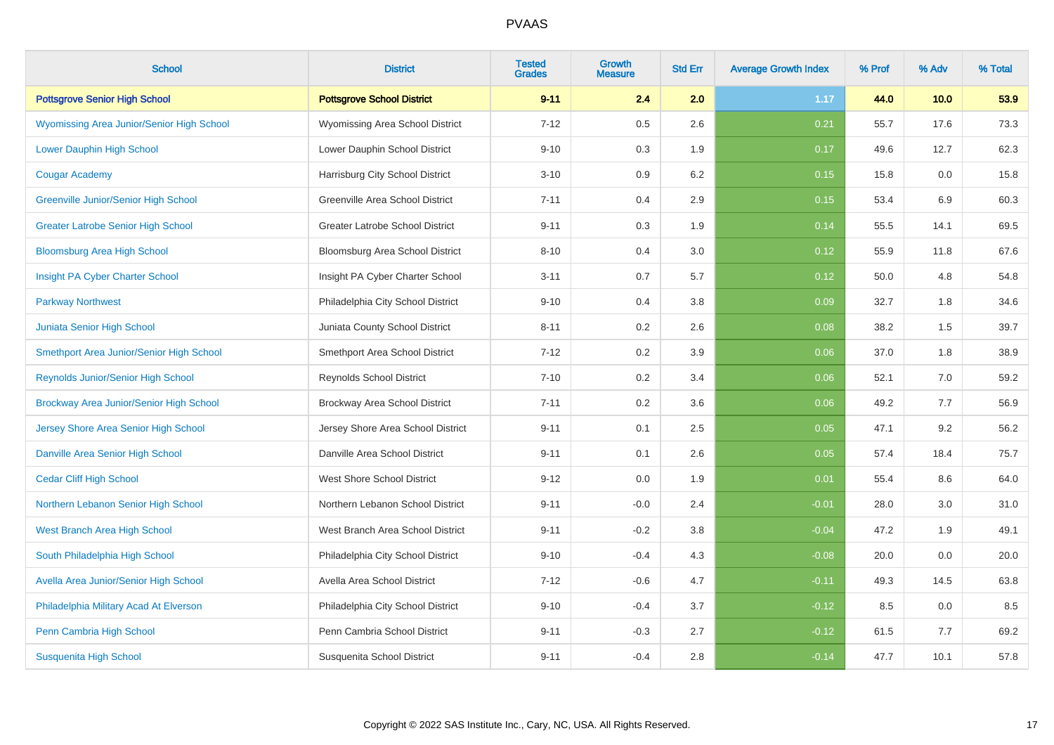# PVAAS

| School | District | Tested Grades | Growth Measure | Std Err | Average Growth Index | % Prof | % Adv | % Total |
|---|---|---|---|---|---|---|---|---|
| **Pottsgrove Senior High School** | **Pottsgrove School District** | **9-11** | **2.4** | **2.0** | **1.17** | **44.0** | **10.0** | **53.9** |
| Wyomissing Area Junior/Senior High School | Wyomissing Area School District | 7-12 | 0.5 | 2.6 | 0.21 | 55.7 | 17.6 | 73.3 |
| Lower Dauphin High School | Lower Dauphin School District | 9-10 | 0.3 | 1.9 | 0.17 | 49.6 | 12.7 | 62.3 |
| Cougar Academy | Harrisburg City School District | 3-10 | 0.9 | 6.2 | 0.15 | 15.8 | 0.0 | 15.8 |
| Greenville Junior/Senior High School | Greenville Area School District | 7-11 | 0.4 | 2.9 | 0.15 | 53.4 | 6.9 | 60.3 |
| Greater Latrobe Senior High School | Greater Latrobe School District | 9-11 | 0.3 | 1.9 | 0.14 | 55.5 | 14.1 | 69.5 |
| Bloomsburg Area High School | Bloomsburg Area School District | 8-10 | 0.4 | 3.0 | 0.12 | 55.9 | 11.8 | 67.6 |
| Insight PA Cyber Charter School | Insight PA Cyber Charter School | 3-11 | 0.7 | 5.7 | 0.12 | 50.0 | 4.8 | 54.8 |
| Parkway Northwest | Philadelphia City School District | 9-10 | 0.4 | 3.8 | 0.09 | 32.7 | 1.8 | 34.6 |
| Juniata Senior High School | Juniata County School District | 8-11 | 0.2 | 2.6 | 0.08 | 38.2 | 1.5 | 39.7 |
| Smethport Area Junior/Senior High School | Smethport Area School District | 7-12 | 0.2 | 3.9 | 0.06 | 37.0 | 1.8 | 38.9 |
| Reynolds Junior/Senior High School | Reynolds School District | 7-10 | 0.2 | 3.4 | 0.06 | 52.1 | 7.0 | 59.2 |
| Brockway Area Junior/Senior High School | Brockway Area School District | 7-11 | 0.2 | 3.6 | 0.06 | 49.2 | 7.7 | 56.9 |
| Jersey Shore Area Senior High School | Jersey Shore Area School District | 9-11 | 0.1 | 2.5 | 0.05 | 47.1 | 9.2 | 56.2 |
| Danville Area Senior High School | Danville Area School District | 9-11 | 0.1 | 2.6 | 0.05 | 57.4 | 18.4 | 75.7 |
| Cedar Cliff High School | West Shore School District | 9-12 | 0.0 | 1.9 | 0.01 | 55.4 | 8.6 | 64.0 |
| Northern Lebanon Senior High School | Northern Lebanon School District | 9-11 | -0.0 | 2.4 | -0.01 | 28.0 | 3.0 | 31.0 |
| West Branch Area High School | West Branch Area School District | 9-11 | -0.2 | 3.8 | -0.04 | 47.2 | 1.9 | 49.1 |
| South Philadelphia High School | Philadelphia City School District | 9-10 | -0.4 | 4.3 | -0.08 | 20.0 | 0.0 | 20.0 |
| Avella Area Junior/Senior High School | Avella Area School District | 7-12 | -0.6 | 4.7 | -0.11 | 49.3 | 14.5 | 63.8 |
| Philadelphia Military Acad At Elverson | Philadelphia City School District | 9-10 | -0.4 | 3.7 | -0.12 | 8.5 | 0.0 | 8.5 |
| Penn Cambria High School | Penn Cambria School District | 9-11 | -0.3 | 2.7 | -0.12 | 61.5 | 7.7 | 69.2 |
| Susquenita High School | Susquenita School District | 9-11 | -0.4 | 2.8 | -0.14 | 47.7 | 10.1 | 57.8 |

Copyright © 2022 SAS Institute Inc., Cary, NC, USA. All Rights Reserved.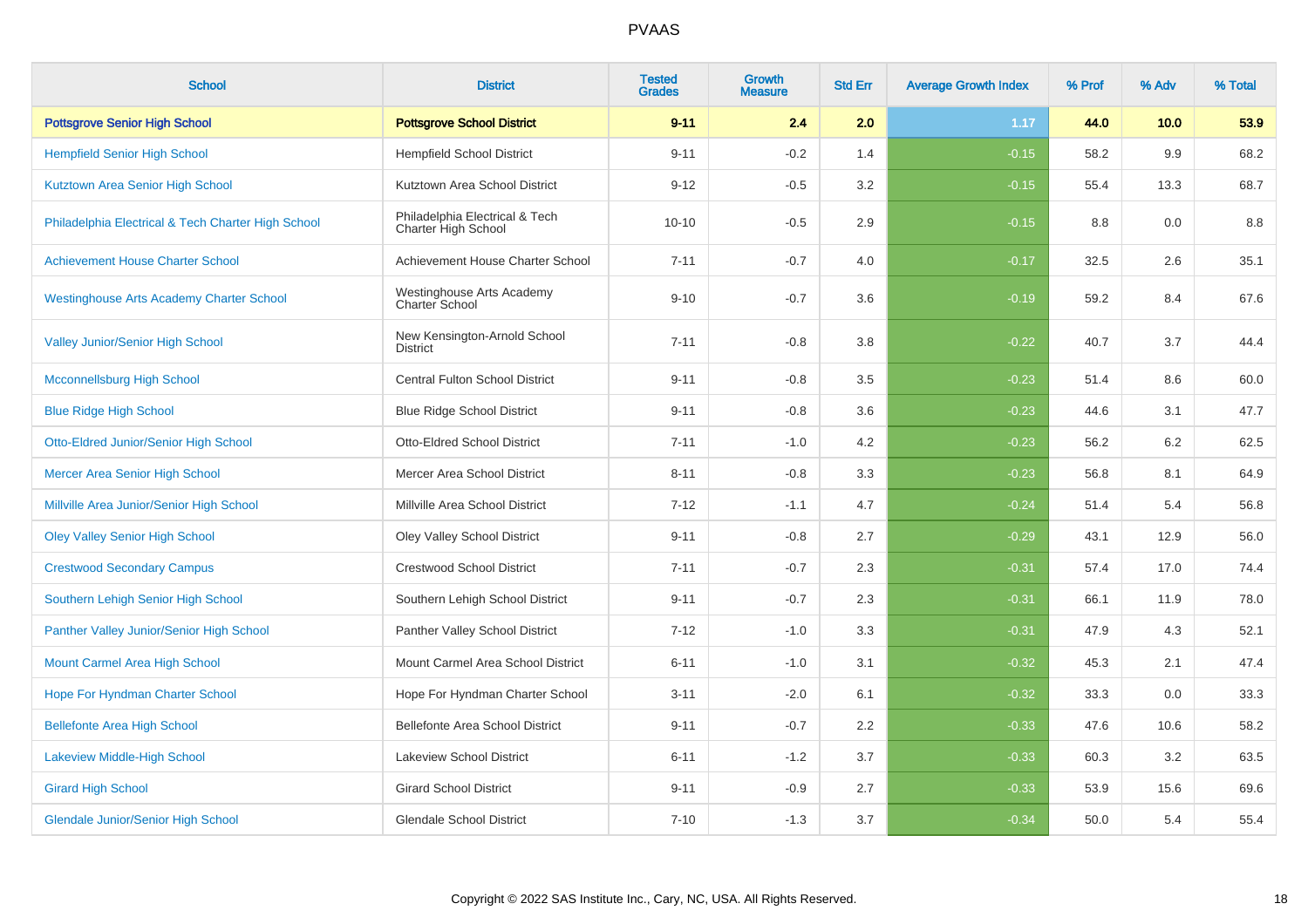# PVAAS

| School | District | Tested Grades | Growth Measure | Std Err | Average Growth Index | % Prof | % Adv | % Total |
|---|---|---|---|---|---|---|---|---|
| **Pottsgrove Senior High School** | **Pottsgrove School District** | **9-11** | **2.4** | **2.0** | **1.17** | **44.0** | **10.0** | **53.9** |
| Hempfield Senior High School | Hempfield School District | 9-11 | -0.2 | 1.4 | -0.15 | 58.2 | 9.9 | 68.2 |
| Kutztown Area Senior High School | Kutztown Area School District | 9-12 | -0.5 | 3.2 | -0.15 | 55.4 | 13.3 | 68.7 |
| Philadelphia Electrical & Tech Charter High School | Philadelphia Electrical & Tech Charter High School | 10-10 | -0.5 | 2.9 | -0.15 | 8.8 | 0.0 | 8.8 |
| Achievement House Charter School | Achievement House Charter School | 7-11 | -0.7 | 4.0 | -0.17 | 32.5 | 2.6 | 35.1 |
| Westinghouse Arts Academy Charter School | Westinghouse Arts Academy Charter School | 9-10 | -0.7 | 3.6 | -0.19 | 59.2 | 8.4 | 67.6 |
| Valley Junior/Senior High School | New Kensington-Arnold School District | 7-11 | -0.8 | 3.8 | -0.22 | 40.7 | 3.7 | 44.4 |
| Mcconnellsburg High School | Central Fulton School District | 9-11 | -0.8 | 3.5 | -0.23 | 51.4 | 8.6 | 60.0 |
| Blue Ridge High School | Blue Ridge School District | 9-11 | -0.8 | 3.6 | -0.23 | 44.6 | 3.1 | 47.7 |
| Otto-Eldred Junior/Senior High School | Otto-Eldred School District | 7-11 | -1.0 | 4.2 | -0.23 | 56.2 | 6.2 | 62.5 |
| Mercer Area Senior High School | Mercer Area School District | 8-11 | -0.8 | 3.3 | -0.23 | 56.8 | 8.1 | 64.9 |
| Millville Area Junior/Senior High School | Millville Area School District | 7-12 | -1.1 | 4.7 | -0.24 | 51.4 | 5.4 | 56.8 |
| Oley Valley Senior High School | Oley Valley School District | 9-11 | -0.8 | 2.7 | -0.29 | 43.1 | 12.9 | 56.0 |
| Crestwood Secondary Campus | Crestwood School District | 7-11 | -0.7 | 2.3 | -0.31 | 57.4 | 17.0 | 74.4 |
| Southern Lehigh Senior High School | Southern Lehigh School District | 9-11 | -0.7 | 2.3 | -0.31 | 66.1 | 11.9 | 78.0 |
| Panther Valley Junior/Senior High School | Panther Valley School District | 7-12 | -1.0 | 3.3 | -0.31 | 47.9 | 4.3 | 52.1 |
| Mount Carmel Area High School | Mount Carmel Area School District | 6-11 | -1.0 | 3.1 | -0.32 | 45.3 | 2.1 | 47.4 |
| Hope For Hyndman Charter School | Hope For Hyndman Charter School | 3-11 | -2.0 | 6.1 | -0.32 | 33.3 | 0.0 | 33.3 |
| Bellefonte Area High School | Bellefonte Area School District | 9-11 | -0.7 | 2.2 | -0.33 | 47.6 | 10.6 | 58.2 |
| Lakeview Middle-High School | Lakeview School District | 6-11 | -1.2 | 3.7 | -0.33 | 60.3 | 3.2 | 63.5 |
| Girard High School | Girard School District | 9-11 | -0.9 | 2.7 | -0.33 | 53.9 | 15.6 | 69.6 |
| Glendale Junior/Senior High School | Glendale School District | 7-10 | -1.3 | 3.7 | -0.34 | 50.0 | 5.4 | 55.4 |

Copyright © 2022 SAS Institute Inc., Cary, NC, USA. All Rights Reserved.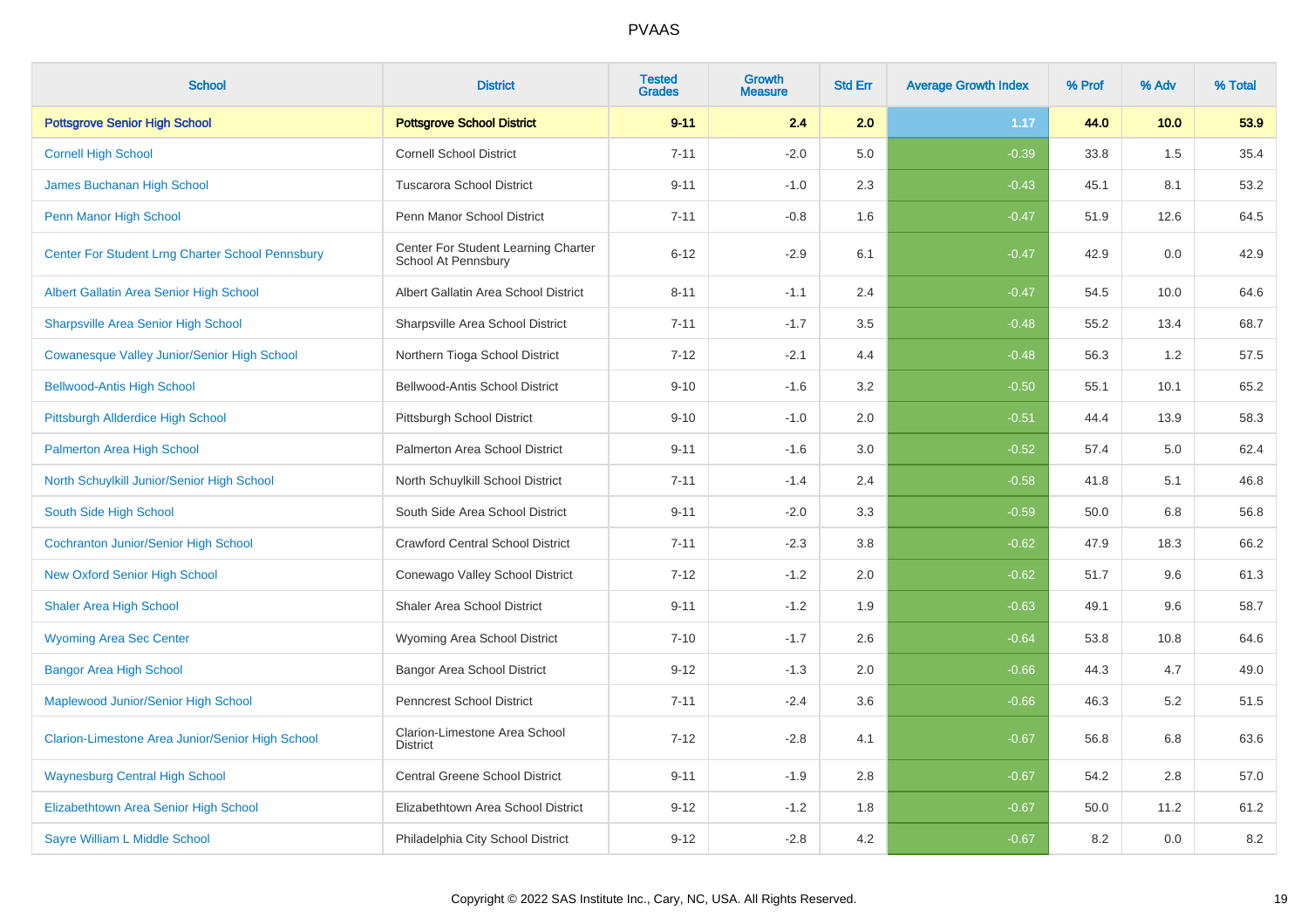| School | District | Tested Grades | Growth Measure | Std Err | Average Growth Index | % Prof | % Adv | % Total |
|---|---|---|---|---|---|---|---|---|
| **Pottsgrove Senior High School** | **Pottsgrove School District** | **9-11** | **2.4** | **2.0** | **1.17** | **44.0** | **10.0** | **53.9** |
| Cornell High School | Cornell School District | 7-11 | -2.0 | 5.0 | -0.39 | 33.8 | 1.5 | 35.4 |
| James Buchanan High School | Tuscarora School District | 9-11 | -1.0 | 2.3 | -0.43 | 45.1 | 8.1 | 53.2 |
| Penn Manor High School | Penn Manor School District | 7-11 | -0.8 | 1.6 | -0.47 | 51.9 | 12.6 | 64.5 |
| Center For Student Lrng Charter School Pennsbury | Center For Student Learning Charter School At Pennsbury | 6-12 | -2.9 | 6.1 | -0.47 | 42.9 | 0.0 | 42.9 |
| Albert Gallatin Area Senior High School | Albert Gallatin Area School District | 8-11 | -1.1 | 2.4 | -0.47 | 54.5 | 10.0 | 64.6 |
| Sharpsville Area Senior High School | Sharpsville Area School District | 7-11 | -1.7 | 3.5 | -0.48 | 55.2 | 13.4 | 68.7 |
| Cowanesque Valley Junior/Senior High School | Northern Tioga School District | 7-12 | -2.1 | 4.4 | -0.48 | 56.3 | 1.2 | 57.5 |
| Bellwood-Antis High School | Bellwood-Antis School District | 9-10 | -1.6 | 3.2 | -0.50 | 55.1 | 10.1 | 65.2 |
| Pittsburgh Allderdice High School | Pittsburgh School District | 9-10 | -1.0 | 2.0 | -0.51 | 44.4 | 13.9 | 58.3 |
| Palmerton Area High School | Palmerton Area School District | 9-11 | -1.6 | 3.0 | -0.52 | 57.4 | 5.0 | 62.4 |
| North Schuylkill Junior/Senior High School | North Schuylkill School District | 7-11 | -1.4 | 2.4 | -0.58 | 41.8 | 5.1 | 46.8 |
| South Side High School | South Side Area School District | 9-11 | -2.0 | 3.3 | -0.59 | 50.0 | 6.8 | 56.8 |
| Cochranton Junior/Senior High School | Crawford Central School District | 7-11 | -2.3 | 3.8 | -0.62 | 47.9 | 18.3 | 66.2 |
| New Oxford Senior High School | Conewago Valley School District | 7-12 | -1.2 | 2.0 | -0.62 | 51.7 | 9.6 | 61.3 |
| Shaler Area High School | Shaler Area School District | 9-11 | -1.2 | 1.9 | -0.63 | 49.1 | 9.6 | 58.7 |
| Wyoming Area Sec Center | Wyoming Area School District | 7-10 | -1.7 | 2.6 | -0.64 | 53.8 | 10.8 | 64.6 |
| Bangor Area High School | Bangor Area School District | 9-12 | -1.3 | 2.0 | -0.66 | 44.3 | 4.7 | 49.0 |
| Maplewood Junior/Senior High School | Penncrest School District | 7-11 | -2.4 | 3.6 | -0.66 | 46.3 | 5.2 | 51.5 |
| Clarion-Limestone Area Junior/Senior High School | Clarion-Limestone Area School District | 7-12 | -2.8 | 4.1 | -0.67 | 56.8 | 6.8 | 63.6 |
| Waynesburg Central High School | Central Greene School District | 9-11 | -1.9 | 2.8 | -0.67 | 54.2 | 2.8 | 57.0 |
| Elizabethtown Area Senior High School | Elizabethtown Area School District | 9-12 | -1.2 | 1.8 | -0.67 | 50.0 | 11.2 | 61.2 |
| Sayre William L Middle School | Philadelphia City School District | 9-12 | -2.8 | 4.2 | -0.67 | 8.2 | 0.0 | 8.2 |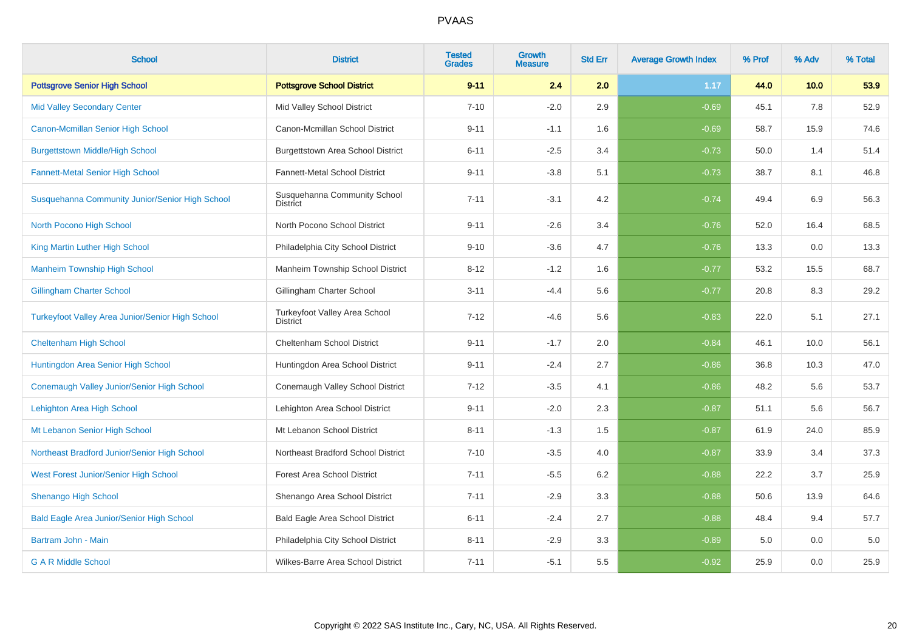# PVAAS

| School | District | Tested Grades | Growth Measure | Std Err | Average Growth Index | % Prof | % Adv | % Total |
|---|---|---|---|---|---|---|---|---|
| **Pottsgrove Senior High School** | **Pottsgrove School District** | **9-11** | **2.4** | **2.0** | **1.17** | **44.0** | **10.0** | **53.9** |
| Mid Valley Secondary Center | Mid Valley School District | 7-10 | -2.0 | 2.9 | -0.69 | 45.1 | 7.8 | 52.9 |
| Canon-Mcmillan Senior High School | Canon-Mcmillan School District | 9-11 | -1.1 | 1.6 | -0.69 | 58.7 | 15.9 | 74.6 |
| Burgettstown Middle/High School | Burgettstown Area School District | 6-11 | -2.5 | 3.4 | -0.73 | 50.0 | 1.4 | 51.4 |
| Fannett-Metal Senior High School | Fannett-Metal School District | 9-11 | -3.8 | 5.1 | -0.73 | 38.7 | 8.1 | 46.8 |
| Susquehanna Community Junior/Senior High School | Susquehanna Community School District | 7-11 | -3.1 | 4.2 | -0.74 | 49.4 | 6.9 | 56.3 |
| North Pocono High School | North Pocono School District | 9-11 | -2.6 | 3.4 | -0.76 | 52.0 | 16.4 | 68.5 |
| King Martin Luther High School | Philadelphia City School District | 9-10 | -3.6 | 4.7 | -0.76 | 13.3 | 0.0 | 13.3 |
| Manheim Township High School | Manheim Township School District | 8-12 | -1.2 | 1.6 | -0.77 | 53.2 | 15.5 | 68.7 |
| Gillingham Charter School | Gillingham Charter School | 3-11 | -4.4 | 5.6 | -0.77 | 20.8 | 8.3 | 29.2 |
| Turkeyfoot Valley Area Junior/Senior High School | Turkeyfoot Valley Area School District | 7-12 | -4.6 | 5.6 | -0.83 | 22.0 | 5.1 | 27.1 |
| Cheltenham High School | Cheltenham School District | 9-11 | -1.7 | 2.0 | -0.84 | 46.1 | 10.0 | 56.1 |
| Huntingdon Area Senior High School | Huntingdon Area School District | 9-11 | -2.4 | 2.7 | -0.86 | 36.8 | 10.3 | 47.0 |
| Conemaugh Valley Junior/Senior High School | Conemaugh Valley School District | 7-12 | -3.5 | 4.1 | -0.86 | 48.2 | 5.6 | 53.7 |
| Lehighton Area High School | Lehighton Area School District | 9-11 | -2.0 | 2.3 | -0.87 | 51.1 | 5.6 | 56.7 |
| Mt Lebanon Senior High School | Mt Lebanon School District | 8-11 | -1.3 | 1.5 | -0.87 | 61.9 | 24.0 | 85.9 |
| Northeast Bradford Junior/Senior High School | Northeast Bradford School District | 7-10 | -3.5 | 4.0 | -0.87 | 33.9 | 3.4 | 37.3 |
| West Forest Junior/Senior High School | Forest Area School District | 7-11 | -5.5 | 6.2 | -0.88 | 22.2 | 3.7 | 25.9 |
| Shenango High School | Shenango Area School District | 7-11 | -2.9 | 3.3 | -0.88 | 50.6 | 13.9 | 64.6 |
| Bald Eagle Area Junior/Senior High School | Bald Eagle Area School District | 6-11 | -2.4 | 2.7 | -0.88 | 48.4 | 9.4 | 57.7 |
| Bartram John - Main | Philadelphia City School District | 8-11 | -2.9 | 3.3 | -0.89 | 5.0 | 0.0 | 5.0 |
| G A R Middle School | Wilkes-Barre Area School District | 7-11 | -5.1 | 5.5 | -0.92 | 25.9 | 0.0 | 25.9 |

Copyright © 2022 SAS Institute Inc., Cary, NC, USA. All Rights Reserved.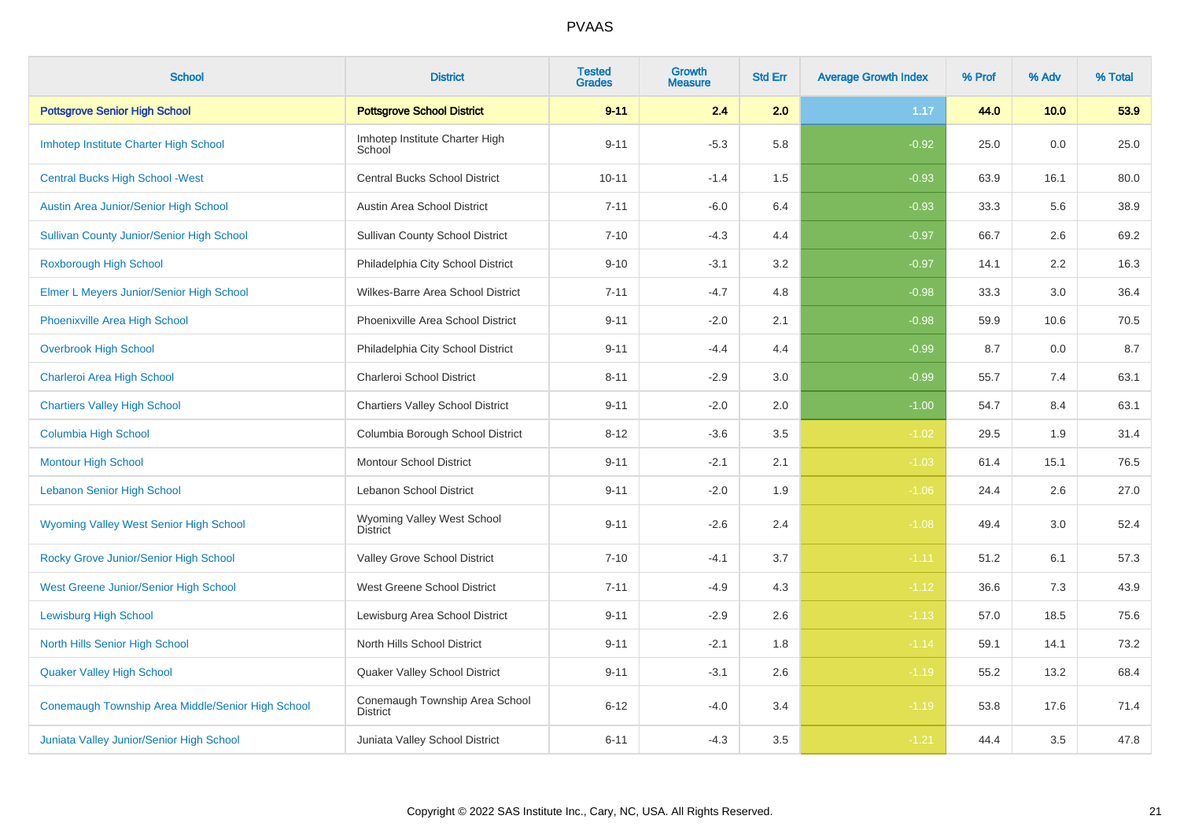# PVAAS

| School | District | Tested Grades | Growth Measure | Std Err | Average Growth Index | % Prof | % Adv | % Total |
|---|---|---|---|---|---|---|---|---|
| **Pottsgrove Senior High School** | **Pottsgrove School District** | **9-11** | **2.4** | **2.0** | **1.17** | **44.0** | **10.0** | **53.9** |
| Imhotep Institute Charter High School | Imhotep Institute Charter High School | 9-11 | -5.3 | 5.8 | -0.92 | 25.0 | 0.0 | 25.0 |
| Central Bucks High School -West | Central Bucks School District | 10-11 | -1.4 | 1.5 | -0.93 | 63.9 | 16.1 | 80.0 |
| Austin Area Junior/Senior High School | Austin Area School District | 7-11 | -6.0 | 6.4 | -0.93 | 33.3 | 5.6 | 38.9 |
| Sullivan County Junior/Senior High School | Sullivan County School District | 7-10 | -4.3 | 4.4 | -0.97 | 66.7 | 2.6 | 69.2 |
| Roxborough High School | Philadelphia City School District | 9-10 | -3.1 | 3.2 | -0.97 | 14.1 | 2.2 | 16.3 |
| Elmer L Meyers Junior/Senior High School | Wilkes-Barre Area School District | 7-11 | -4.7 | 4.8 | -0.98 | 33.3 | 3.0 | 36.4 |
| Phoenixville Area High School | Phoenixville Area School District | 9-11 | -2.0 | 2.1 | -0.98 | 59.9 | 10.6 | 70.5 |
| Overbrook High School | Philadelphia City School District | 9-11 | -4.4 | 4.4 | -0.99 | 8.7 | 0.0 | 8.7 |
| Charleroi Area High School | Charleroi School District | 8-11 | -2.9 | 3.0 | -0.99 | 55.7 | 7.4 | 63.1 |
| Chartiers Valley High School | Chartiers Valley School District | 9-11 | -2.0 | 2.0 | -1.00 | 54.7 | 8.4 | 63.1 |
| Columbia High School | Columbia Borough School District | 8-12 | -3.6 | 3.5 | -1.02 | 29.5 | 1.9 | 31.4 |
| Montour High School | Montour School District | 9-11 | -2.1 | 2.1 | -1.03 | 61.4 | 15.1 | 76.5 |
| Lebanon Senior High School | Lebanon School District | 9-11 | -2.0 | 1.9 | -1.06 | 24.4 | 2.6 | 27.0 |
| Wyoming Valley West Senior High School | Wyoming Valley West School District | 9-11 | -2.6 | 2.4 | -1.08 | 49.4 | 3.0 | 52.4 |
| Rocky Grove Junior/Senior High School | Valley Grove School District | 7-10 | -4.1 | 3.7 | -1.11 | 51.2 | 6.1 | 57.3 |
| West Greene Junior/Senior High School | West Greene School District | 7-11 | -4.9 | 4.3 | -1.12 | 36.6 | 7.3 | 43.9 |
| Lewisburg High School | Lewisburg Area School District | 9-11 | -2.9 | 2.6 | -1.13 | 57.0 | 18.5 | 75.6 |
| North Hills Senior High School | North Hills School District | 9-11 | -2.1 | 1.8 | -1.14 | 59.1 | 14.1 | 73.2 |
| Quaker Valley High School | Quaker Valley School District | 9-11 | -3.1 | 2.6 | -1.19 | 55.2 | 13.2 | 68.4 |
| Conemaugh Township Area Middle/Senior High School | Conemaugh Township Area School District | 6-12 | -4.0 | 3.4 | -1.19 | 53.8 | 17.6 | 71.4 |
| Juniata Valley Junior/Senior High School | Juniata Valley School District | 6-11 | -4.3 | 3.5 | -1.21 | 44.4 | 3.5 | 47.8 |

Copyright © 2022 SAS Institute Inc., Cary, NC, USA. All Rights Reserved.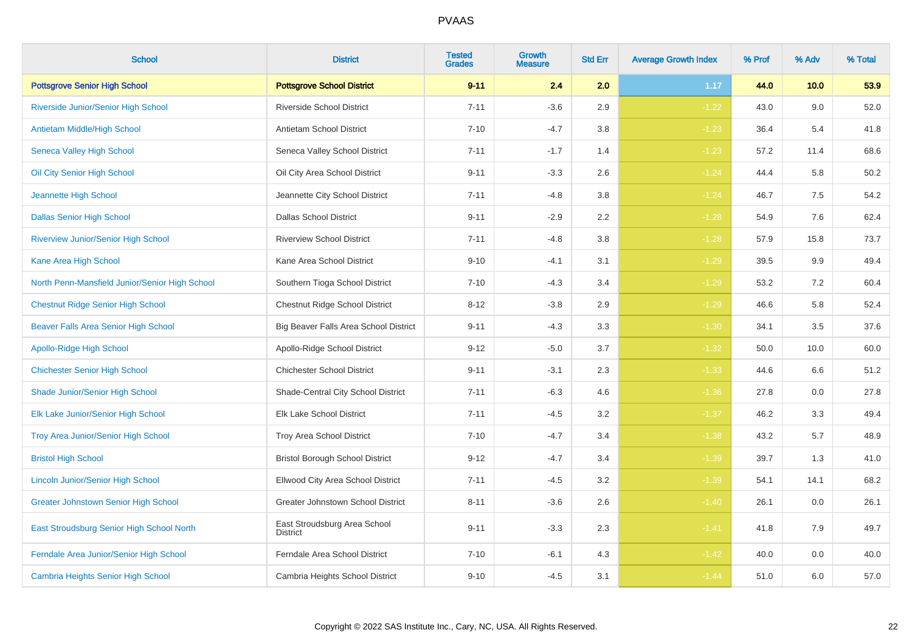# PVAAS

| School | District | Tested Grades | Growth Measure | Std Err | Average Growth Index | % Prof | % Adv | % Total |
|---|---|---|---|---|---|---|---|---|
| **Pottsgrove Senior High School** | **Pottsgrove School District** | **9-11** | **2.4** | **2.0** | **1.17** | **44.0** | **10.0** | **53.9** |
| Riverside Junior/Senior High School | Riverside School District | 7-11 | -3.6 | 2.9 | -1.22 | 43.0 | 9.0 | 52.0 |
| Antietam Middle/High School | Antietam School District | 7-10 | -4.7 | 3.8 | -1.23 | 36.4 | 5.4 | 41.8 |
| Seneca Valley High School | Seneca Valley School District | 7-11 | -1.7 | 1.4 | -1.23 | 57.2 | 11.4 | 68.6 |
| Oil City Senior High School | Oil City Area School District | 9-11 | -3.3 | 2.6 | -1.24 | 44.4 | 5.8 | 50.2 |
| Jeannette High School | Jeannette City School District | 7-11 | -4.8 | 3.8 | -1.24 | 46.7 | 7.5 | 54.2 |
| Dallas Senior High School | Dallas School District | 9-11 | -2.9 | 2.2 | -1.28 | 54.9 | 7.6 | 62.4 |
| Riverview Junior/Senior High School | Riverview School District | 7-11 | -4.8 | 3.8 | -1.28 | 57.9 | 15.8 | 73.7 |
| Kane Area High School | Kane Area School District | 9-10 | -4.1 | 3.1 | -1.29 | 39.5 | 9.9 | 49.4 |
| North Penn-Mansfield Junior/Senior High School | Southern Tioga School District | 7-10 | -4.3 | 3.4 | -1.29 | 53.2 | 7.2 | 60.4 |
| Chestnut Ridge Senior High School | Chestnut Ridge School District | 8-12 | -3.8 | 2.9 | -1.29 | 46.6 | 5.8 | 52.4 |
| Beaver Falls Area Senior High School | Big Beaver Falls Area School District | 9-11 | -4.3 | 3.3 | -1.30 | 34.1 | 3.5 | 37.6 |
| Apollo-Ridge High School | Apollo-Ridge School District | 9-12 | -5.0 | 3.7 | -1.32 | 50.0 | 10.0 | 60.0 |
| Chichester Senior High School | Chichester School District | 9-11 | -3.1 | 2.3 | -1.33 | 44.6 | 6.6 | 51.2 |
| Shade Junior/Senior High School | Shade-Central City School District | 7-11 | -6.3 | 4.6 | -1.36 | 27.8 | 0.0 | 27.8 |
| Elk Lake Junior/Senior High School | Elk Lake School District | 7-11 | -4.5 | 3.2 | -1.37 | 46.2 | 3.3 | 49.4 |
| Troy Area Junior/Senior High School | Troy Area School District | 7-10 | -4.7 | 3.4 | -1.38 | 43.2 | 5.7 | 48.9 |
| Bristol High School | Bristol Borough School District | 9-12 | -4.7 | 3.4 | -1.39 | 39.7 | 1.3 | 41.0 |
| Lincoln Junior/Senior High School | Ellwood City Area School District | 7-11 | -4.5 | 3.2 | -1.39 | 54.1 | 14.1 | 68.2 |
| Greater Johnstown Senior High School | Greater Johnstown School District | 8-11 | -3.6 | 2.6 | -1.40 | 26.1 | 0.0 | 26.1 |
| East Stroudsburg Senior High School North | East Stroudsburg Area School District | 9-11 | -3.3 | 2.3 | -1.41 | 41.8 | 7.9 | 49.7 |
| Ferndale Area Junior/Senior High School | Ferndale Area School District | 7-10 | -6.1 | 4.3 | -1.42 | 40.0 | 0.0 | 40.0 |
| Cambria Heights Senior High School | Cambria Heights School District | 9-10 | -4.5 | 3.1 | -1.44 | 51.0 | 6.0 | 57.0 |

Copyright © 2022 SAS Institute Inc., Cary, NC, USA. All Rights Reserved.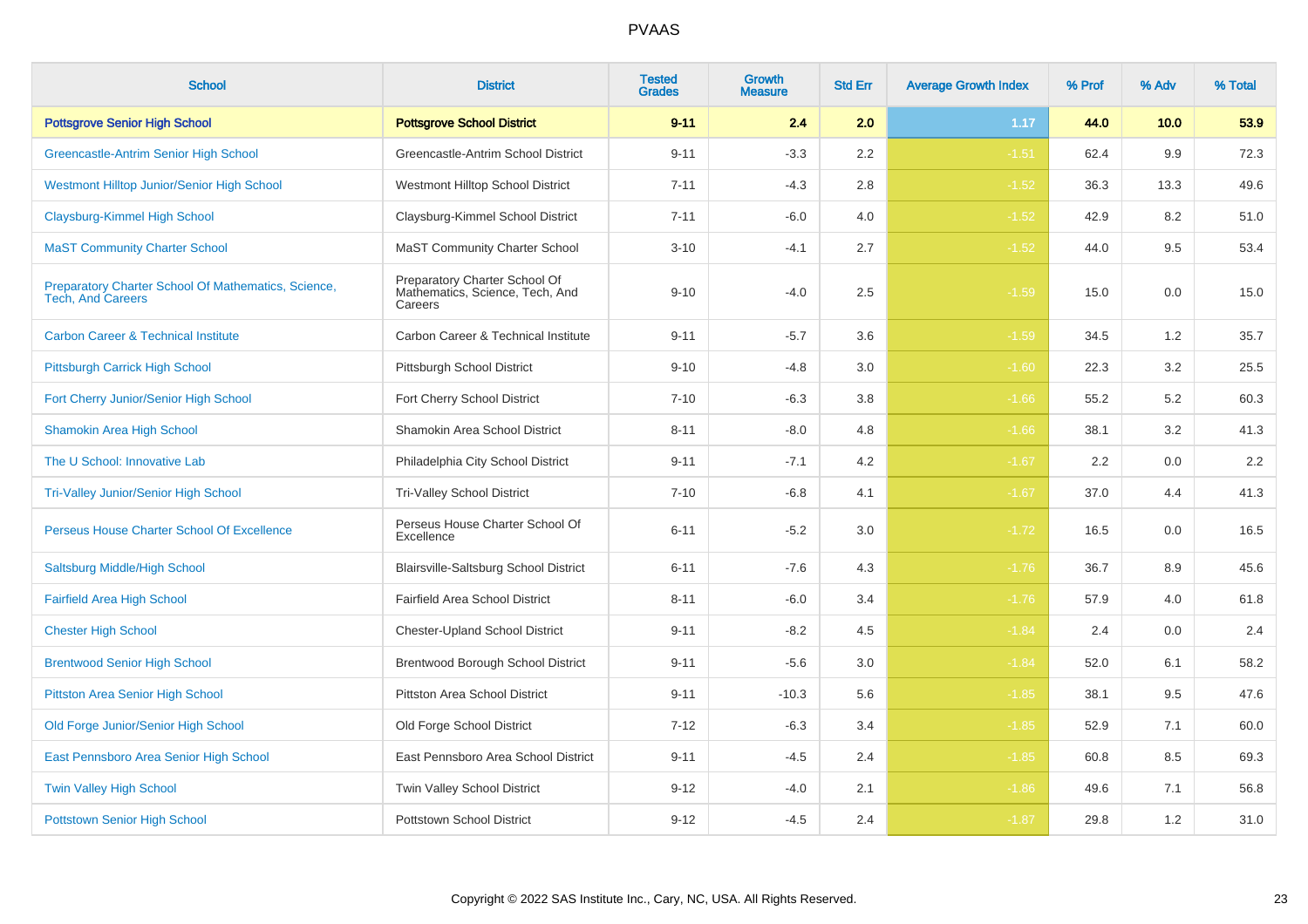# PVAAS

| School | District | Tested Grades | Growth Measure | Std Err | Average Growth Index | % Prof | % Adv | % Total |
|---|---|---|---|---|---|---|---|---|
| **Pottsgrove Senior High School** | **Pottsgrove School District** | **9-11** | **2.4** | **2.0** | **1.17** | **44.0** | **10.0** | **53.9** |
| Greencastle-Antrim Senior High School | Greencastle-Antrim School District | 9-11 | -3.3 | 2.2 | -1.51 | 62.4 | 9.9 | 72.3 |
| Westmont Hilltop Junior/Senior High School | Westmont Hilltop School District | 7-11 | -4.3 | 2.8 | -1.52 | 36.3 | 13.3 | 49.6 |
| Claysburg-Kimmel High School | Claysburg-Kimmel School District | 7-11 | -6.0 | 4.0 | -1.52 | 42.9 | 8.2 | 51.0 |
| MaST Community Charter School | MaST Community Charter School | 3-10 | -4.1 | 2.7 | -1.52 | 44.0 | 9.5 | 53.4 |
| Preparatory Charter School Of Mathematics, Science, Tech, And Careers | Preparatory Charter School Of Mathematics, Science, Tech, And Careers | 9-10 | -4.0 | 2.5 | -1.59 | 15.0 | 0.0 | 15.0 |
| Carbon Career & Technical Institute | Carbon Career & Technical Institute | 9-11 | -5.7 | 3.6 | -1.59 | 34.5 | 1.2 | 35.7 |
| Pittsburgh Carrick High School | Pittsburgh School District | 9-10 | -4.8 | 3.0 | -1.60 | 22.3 | 3.2 | 25.5 |
| Fort Cherry Junior/Senior High School | Fort Cherry School District | 7-10 | -6.3 | 3.8 | -1.66 | 55.2 | 5.2 | 60.3 |
| Shamokin Area High School | Shamokin Area School District | 8-11 | -8.0 | 4.8 | -1.66 | 38.1 | 3.2 | 41.3 |
| The U School: Innovative Lab | Philadelphia City School District | 9-11 | -7.1 | 4.2 | -1.67 | 2.2 | 0.0 | 2.2 |
| Tri-Valley Junior/Senior High School | Tri-Valley School District | 7-10 | -6.8 | 4.1 | -1.67 | 37.0 | 4.4 | 41.3 |
| Perseus House Charter School Of Excellence | Perseus House Charter School Of Excellence | 6-11 | -5.2 | 3.0 | -1.72 | 16.5 | 0.0 | 16.5 |
| Saltsburg Middle/High School | Blairsville-Saltsburg School District | 6-11 | -7.6 | 4.3 | -1.76 | 36.7 | 8.9 | 45.6 |
| Fairfield Area High School | Fairfield Area School District | 8-11 | -6.0 | 3.4 | -1.76 | 57.9 | 4.0 | 61.8 |
| Chester High School | Chester-Upland School District | 9-11 | -8.2 | 4.5 | -1.84 | 2.4 | 0.0 | 2.4 |
| Brentwood Senior High School | Brentwood Borough School District | 9-11 | -5.6 | 3.0 | -1.84 | 52.0 | 6.1 | 58.2 |
| Pittston Area Senior High School | Pittston Area School District | 9-11 | -10.3 | 5.6 | -1.85 | 38.1 | 9.5 | 47.6 |
| Old Forge Junior/Senior High School | Old Forge School District | 7-12 | -6.3 | 3.4 | -1.85 | 52.9 | 7.1 | 60.0 |
| East Pennsboro Area Senior High School | East Pennsboro Area School District | 9-11 | -4.5 | 2.4 | -1.85 | 60.8 | 8.5 | 69.3 |
| Twin Valley High School | Twin Valley School District | 9-12 | -4.0 | 2.1 | -1.86 | 49.6 | 7.1 | 56.8 |
| Pottstown Senior High School | Pottstown School District | 9-12 | -4.5 | 2.4 | -1.87 | 29.8 | 1.2 | 31.0 |

Copyright © 2022 SAS Institute Inc., Cary, NC, USA. All Rights Reserved.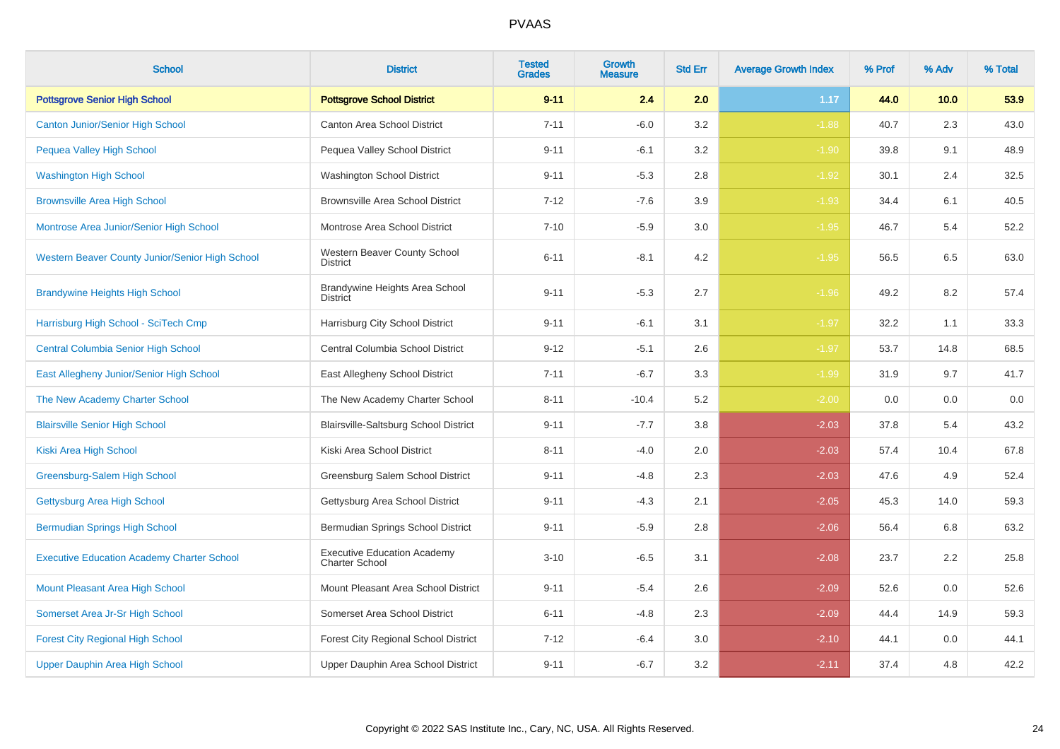# PVAAS

| School | District | Tested Grades | Growth Measure | Std Err | Average Growth Index | % Prof | % Adv | % Total |
|---|---|---|---|---|---|---|---|---|
| **Pottsgrove Senior High School** | **Pottsgrove School District** | **9-11** | **2.4** | **2.0** | **1.17** | **44.0** | **10.0** | **53.9** |
| Canton Junior/Senior High School | Canton Area School District | 7-11 | -6.0 | 3.2 | -1.88 | 40.7 | 2.3 | 43.0 |
| Pequea Valley High School | Pequea Valley School District | 9-11 | -6.1 | 3.2 | -1.90 | 39.8 | 9.1 | 48.9 |
| Washington High School | Washington School District | 9-11 | -5.3 | 2.8 | -1.92 | 30.1 | 2.4 | 32.5 |
| Brownsville Area High School | Brownsville Area School District | 7-12 | -7.6 | 3.9 | -1.93 | 34.4 | 6.1 | 40.5 |
| Montrose Area Junior/Senior High School | Montrose Area School District | 7-10 | -5.9 | 3.0 | -1.95 | 46.7 | 5.4 | 52.2 |
| Western Beaver County Junior/Senior High School | Western Beaver County School District | 6-11 | -8.1 | 4.2 | -1.95 | 56.5 | 6.5 | 63.0 |
| Brandywine Heights High School | Brandywine Heights Area School District | 9-11 | -5.3 | 2.7 | -1.96 | 49.2 | 8.2 | 57.4 |
| Harrisburg High School - SciTech Cmp | Harrisburg City School District | 9-11 | -6.1 | 3.1 | -1.97 | 32.2 | 1.1 | 33.3 |
| Central Columbia Senior High School | Central Columbia School District | 9-12 | -5.1 | 2.6 | -1.97 | 53.7 | 14.8 | 68.5 |
| East Allegheny Junior/Senior High School | East Allegheny School District | 7-11 | -6.7 | 3.3 | -1.99 | 31.9 | 9.7 | 41.7 |
| The New Academy Charter School | The New Academy Charter School | 8-11 | -10.4 | 5.2 | -2.00 | 0.0 | 0.0 | 0.0 |
| Blairsville Senior High School | Blairsville-Saltsburg School District | 9-11 | -7.7 | 3.8 | -2.03 | 37.8 | 5.4 | 43.2 |
| Kiski Area High School | Kiski Area School District | 8-11 | -4.0 | 2.0 | -2.03 | 57.4 | 10.4 | 67.8 |
| Greensburg-Salem High School | Greensburg Salem School District | 9-11 | -4.8 | 2.3 | -2.03 | 47.6 | 4.9 | 52.4 |
| Gettysburg Area High School | Gettysburg Area School District | 9-11 | -4.3 | 2.1 | -2.05 | 45.3 | 14.0 | 59.3 |
| Bermudian Springs High School | Bermudian Springs School District | 9-11 | -5.9 | 2.8 | -2.06 | 56.4 | 6.8 | 63.2 |
| Executive Education Academy Charter School | Executive Education Academy Charter School | 3-10 | -6.5 | 3.1 | -2.08 | 23.7 | 2.2 | 25.8 |
| Mount Pleasant Area High School | Mount Pleasant Area School District | 9-11 | -5.4 | 2.6 | -2.09 | 52.6 | 0.0 | 52.6 |
| Somerset Area Jr-Sr High School | Somerset Area School District | 6-11 | -4.8 | 2.3 | -2.09 | 44.4 | 14.9 | 59.3 |
| Forest City Regional High School | Forest City Regional School District | 7-12 | -6.4 | 3.0 | -2.10 | 44.1 | 0.0 | 44.1 |
| Upper Dauphin Area High School | Upper Dauphin Area School District | 9-11 | -6.7 | 3.2 | -2.11 | 37.4 | 4.8 | 42.2 |

Copyright © 2022 SAS Institute Inc., Cary, NC, USA. All Rights Reserved.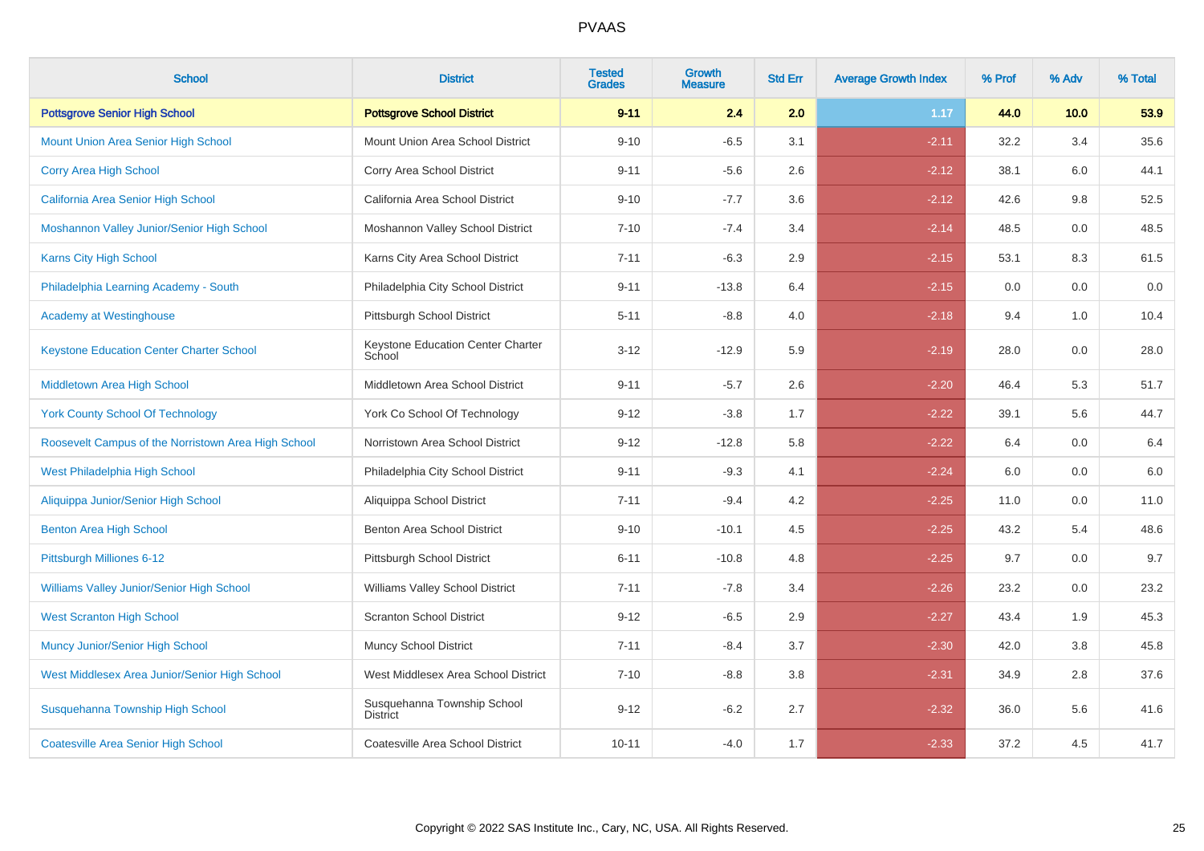| School | District | Tested Grades | Growth Measure | Std Err | Average Growth Index | % Prof | % Adv | % Total |
|---|---|---|---|---|---|---|---|---|
| **Pottsgrove Senior High School** | **Pottsgrove School District** | **9-11** | **2.4** | **2.0** | **1.17** | **44.0** | **10.0** | **53.9** |
| Mount Union Area Senior High School | Mount Union Area School District | 9-10 | -6.5 | 3.1 | -2.11 | 32.2 | 3.4 | 35.6 |
| Corry Area High School | Corry Area School District | 9-11 | -5.6 | 2.6 | -2.12 | 38.1 | 6.0 | 44.1 |
| California Area Senior High School | California Area School District | 9-10 | -7.7 | 3.6 | -2.12 | 42.6 | 9.8 | 52.5 |
| Moshannon Valley Junior/Senior High School | Moshannon Valley School District | 7-10 | -7.4 | 3.4 | -2.14 | 48.5 | 0.0 | 48.5 |
| Karns City High School | Karns City Area School District | 7-11 | -6.3 | 2.9 | -2.15 | 53.1 | 8.3 | 61.5 |
| Philadelphia Learning Academy - South | Philadelphia City School District | 9-11 | -13.8 | 6.4 | -2.15 | 0.0 | 0.0 | 0.0 |
| Academy at Westinghouse | Pittsburgh School District | 5-11 | -8.8 | 4.0 | -2.18 | 9.4 | 1.0 | 10.4 |
| Keystone Education Center Charter School | Keystone Education Center Charter School | 3-12 | -12.9 | 5.9 | -2.19 | 28.0 | 0.0 | 28.0 |
| Middletown Area High School | Middletown Area School District | 9-11 | -5.7 | 2.6 | -2.20 | 46.4 | 5.3 | 51.7 |
| York County School Of Technology | York Co School Of Technology | 9-12 | -3.8 | 1.7 | -2.22 | 39.1 | 5.6 | 44.7 |
| Roosevelt Campus of the Norristown Area High School | Norristown Area School District | 9-12 | -12.8 | 5.8 | -2.22 | 6.4 | 0.0 | 6.4 |
| West Philadelphia High School | Philadelphia City School District | 9-11 | -9.3 | 4.1 | -2.24 | 6.0 | 0.0 | 6.0 |
| Aliquippa Junior/Senior High School | Aliquippa School District | 7-11 | -9.4 | 4.2 | -2.25 | 11.0 | 0.0 | 11.0 |
| Benton Area High School | Benton Area School District | 9-10 | -10.1 | 4.5 | -2.25 | 43.2 | 5.4 | 48.6 |
| Pittsburgh Milliones 6-12 | Pittsburgh School District | 6-11 | -10.8 | 4.8 | -2.25 | 9.7 | 0.0 | 9.7 |
| Williams Valley Junior/Senior High School | Williams Valley School District | 7-11 | -7.8 | 3.4 | -2.26 | 23.2 | 0.0 | 23.2 |
| West Scranton High School | Scranton School District | 9-12 | -6.5 | 2.9 | -2.27 | 43.4 | 1.9 | 45.3 |
| Muncy Junior/Senior High School | Muncy School District | 7-11 | -8.4 | 3.7 | -2.30 | 42.0 | 3.8 | 45.8 |
| West Middlesex Area Junior/Senior High School | West Middlesex Area School District | 7-10 | -8.8 | 3.8 | -2.31 | 34.9 | 2.8 | 37.6 |
| Susquehanna Township High School | Susquehanna Township School District | 9-12 | -6.2 | 2.7 | -2.32 | 36.0 | 5.6 | 41.6 |
| Coatesville Area Senior High School | Coatesville Area School District | 10-11 | -4.0 | 1.7 | -2.33 | 37.2 | 4.5 | 41.7 |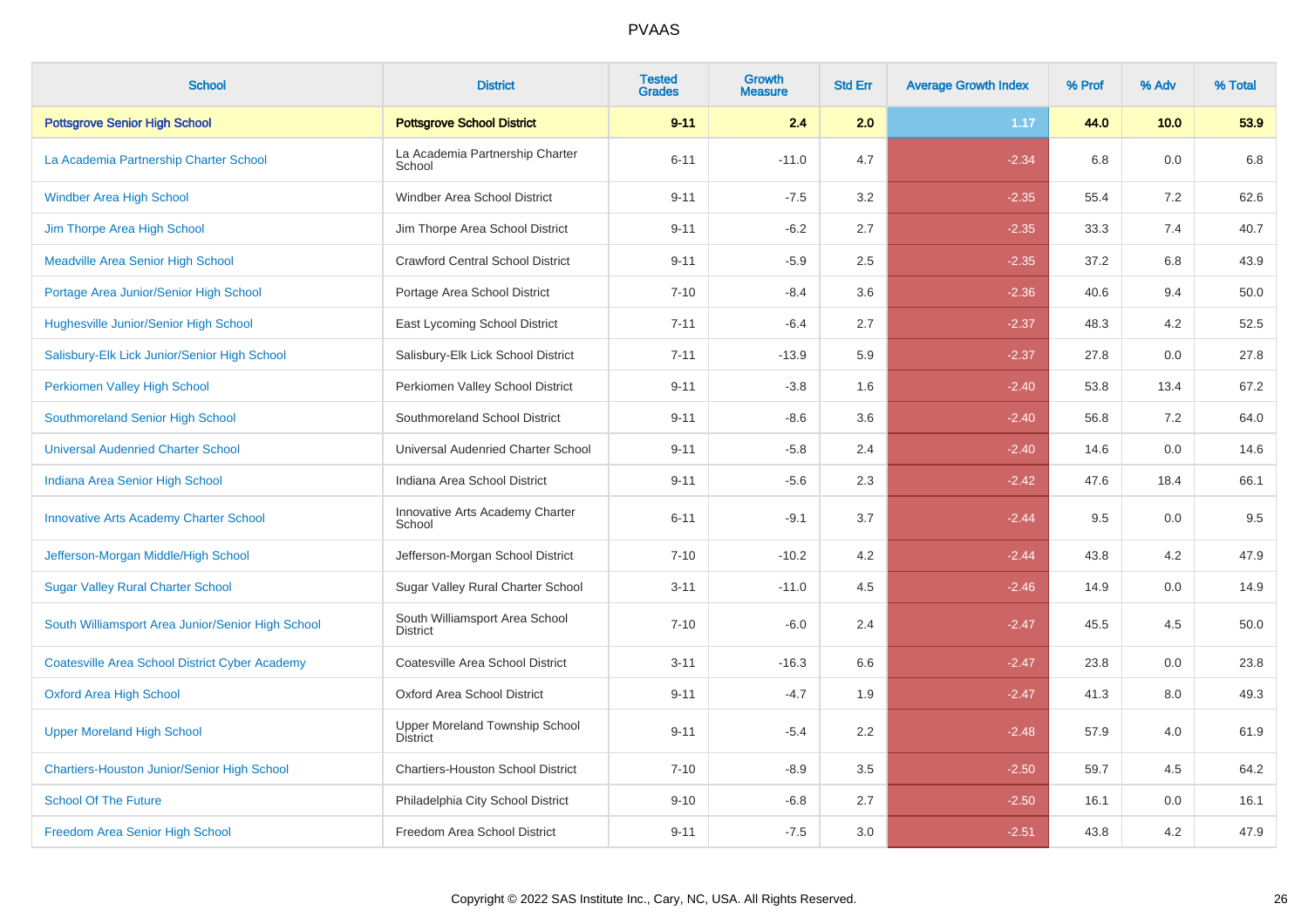# PVAAS

| School | District | Tested Grades | Growth Measure | Std Err | Average Growth Index | % Prof | % Adv | % Total |
|---|---|---|---|---|---|---|---|---|
| **Pottsgrove Senior High School** | **Pottsgrove School District** | **9-11** | **2.4** | **2.0** | **1.17** | **44.0** | **10.0** | **53.9** |
| La Academia Partnership Charter School | La Academia Partnership Charter School | 6-11 | -11.0 | 4.7 | -2.34 | 6.8 | 0.0 | 6.8 |
| Windber Area High School | Windber Area School District | 9-11 | -7.5 | 3.2 | -2.35 | 55.4 | 7.2 | 62.6 |
| Jim Thorpe Area High School | Jim Thorpe Area School District | 9-11 | -6.2 | 2.7 | -2.35 | 33.3 | 7.4 | 40.7 |
| Meadville Area Senior High School | Crawford Central School District | 9-11 | -5.9 | 2.5 | -2.35 | 37.2 | 6.8 | 43.9 |
| Portage Area Junior/Senior High School | Portage Area School District | 7-10 | -8.4 | 3.6 | -2.36 | 40.6 | 9.4 | 50.0 |
| Hughesville Junior/Senior High School | East Lycoming School District | 7-11 | -6.4 | 2.7 | -2.37 | 48.3 | 4.2 | 52.5 |
| Salisbury-Elk Lick Junior/Senior High School | Salisbury-Elk Lick School District | 7-11 | -13.9 | 5.9 | -2.37 | 27.8 | 0.0 | 27.8 |
| Perkiomen Valley High School | Perkiomen Valley School District | 9-11 | -3.8 | 1.6 | -2.40 | 53.8 | 13.4 | 67.2 |
| Southmoreland Senior High School | Southmoreland School District | 9-11 | -8.6 | 3.6 | -2.40 | 56.8 | 7.2 | 64.0 |
| Universal Audenried Charter School | Universal Audenried Charter School | 9-11 | -5.8 | 2.4 | -2.40 | 14.6 | 0.0 | 14.6 |
| Indiana Area Senior High School | Indiana Area School District | 9-11 | -5.6 | 2.3 | -2.42 | 47.6 | 18.4 | 66.1 |
| Innovative Arts Academy Charter School | Innovative Arts Academy Charter School | 6-11 | -9.1 | 3.7 | -2.44 | 9.5 | 0.0 | 9.5 |
| Jefferson-Morgan Middle/High School | Jefferson-Morgan School District | 7-10 | -10.2 | 4.2 | -2.44 | 43.8 | 4.2 | 47.9 |
| Sugar Valley Rural Charter School | Sugar Valley Rural Charter School | 3-11 | -11.0 | 4.5 | -2.46 | 14.9 | 0.0 | 14.9 |
| South Williamsport Area Junior/Senior High School | South Williamsport Area School District | 7-10 | -6.0 | 2.4 | -2.47 | 45.5 | 4.5 | 50.0 |
| Coatesville Area School District Cyber Academy | Coatesville Area School District | 3-11 | -16.3 | 6.6 | -2.47 | 23.8 | 0.0 | 23.8 |
| Oxford Area High School | Oxford Area School District | 9-11 | -4.7 | 1.9 | -2.47 | 41.3 | 8.0 | 49.3 |
| Upper Moreland High School | Upper Moreland Township School District | 9-11 | -5.4 | 2.2 | -2.48 | 57.9 | 4.0 | 61.9 |
| Chartiers-Houston Junior/Senior High School | Chartiers-Houston School District | 7-10 | -8.9 | 3.5 | -2.50 | 59.7 | 4.5 | 64.2 |
| School Of The Future | Philadelphia City School District | 9-10 | -6.8 | 2.7 | -2.50 | 16.1 | 0.0 | 16.1 |
| Freedom Area Senior High School | Freedom Area School District | 9-11 | -7.5 | 3.0 | -2.51 | 43.8 | 4.2 | 47.9 |

Copyright © 2022 SAS Institute Inc., Cary, NC, USA. All Rights Reserved.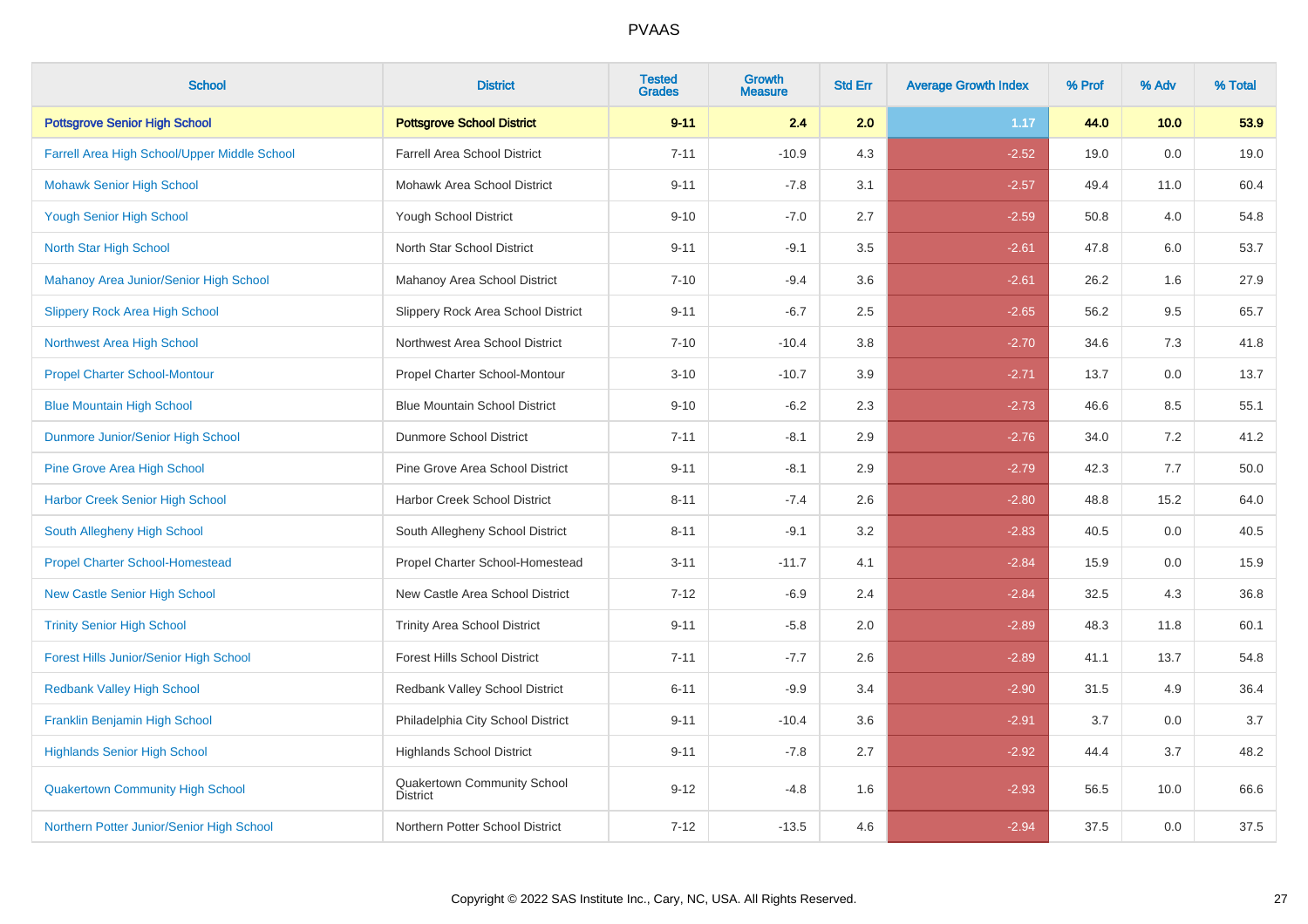# PVAAS

| School | District | Tested Grades | Growth Measure | Std Err | Average Growth Index | % Prof | % Adv | % Total |
|---|---|---|---|---|---|---|---|---|
| **Pottsgrove Senior High School** | **Pottsgrove School District** | **9-11** | **2.4** | **2.0** | **1.17** | **44.0** | **10.0** | **53.9** |
| Farrell Area High School/Upper Middle School | Farrell Area School District | 7-11 | -10.9 | 4.3 | -2.52 | 19.0 | 0.0 | 19.0 |
| Mohawk Senior High School | Mohawk Area School District | 9-11 | -7.8 | 3.1 | -2.57 | 49.4 | 11.0 | 60.4 |
| Yough Senior High School | Yough School District | 9-10 | -7.0 | 2.7 | -2.59 | 50.8 | 4.0 | 54.8 |
| North Star High School | North Star School District | 9-11 | -9.1 | 3.5 | -2.61 | 47.8 | 6.0 | 53.7 |
| Mahanoy Area Junior/Senior High School | Mahanoy Area School District | 7-10 | -9.4 | 3.6 | -2.61 | 26.2 | 1.6 | 27.9 |
| Slippery Rock Area High School | Slippery Rock Area School District | 9-11 | -6.7 | 2.5 | -2.65 | 56.2 | 9.5 | 65.7 |
| Northwest Area High School | Northwest Area School District | 7-10 | -10.4 | 3.8 | -2.70 | 34.6 | 7.3 | 41.8 |
| Propel Charter School-Montour | Propel Charter School-Montour | 3-10 | -10.7 | 3.9 | -2.71 | 13.7 | 0.0 | 13.7 |
| Blue Mountain High School | Blue Mountain School District | 9-10 | -6.2 | 2.3 | -2.73 | 46.6 | 8.5 | 55.1 |
| Dunmore Junior/Senior High School | Dunmore School District | 7-11 | -8.1 | 2.9 | -2.76 | 34.0 | 7.2 | 41.2 |
| Pine Grove Area High School | Pine Grove Area School District | 9-11 | -8.1 | 2.9 | -2.79 | 42.3 | 7.7 | 50.0 |
| Harbor Creek Senior High School | Harbor Creek School District | 8-11 | -7.4 | 2.6 | -2.80 | 48.8 | 15.2 | 64.0 |
| South Allegheny High School | South Allegheny School District | 8-11 | -9.1 | 3.2 | -2.83 | 40.5 | 0.0 | 40.5 |
| Propel Charter School-Homestead | Propel Charter School-Homestead | 3-11 | -11.7 | 4.1 | -2.84 | 15.9 | 0.0 | 15.9 |
| New Castle Senior High School | New Castle Area School District | 7-12 | -6.9 | 2.4 | -2.84 | 32.5 | 4.3 | 36.8 |
| Trinity Senior High School | Trinity Area School District | 9-11 | -5.8 | 2.0 | -2.89 | 48.3 | 11.8 | 60.1 |
| Forest Hills Junior/Senior High School | Forest Hills School District | 7-11 | -7.7 | 2.6 | -2.89 | 41.1 | 13.7 | 54.8 |
| Redbank Valley High School | Redbank Valley School District | 6-11 | -9.9 | 3.4 | -2.90 | 31.5 | 4.9 | 36.4 |
| Franklin Benjamin High School | Philadelphia City School District | 9-11 | -10.4 | 3.6 | -2.91 | 3.7 | 0.0 | 3.7 |
| Highlands Senior High School | Highlands School District | 9-11 | -7.8 | 2.7 | -2.92 | 44.4 | 3.7 | 48.2 |
| Quakertown Community High School | Quakertown Community School District | 9-12 | -4.8 | 1.6 | -2.93 | 56.5 | 10.0 | 66.6 |
| Northern Potter Junior/Senior High School | Northern Potter School District | 7-12 | -13.5 | 4.6 | -2.94 | 37.5 | 0.0 | 37.5 |

Copyright © 2022 SAS Institute Inc., Cary, NC, USA. All Rights Reserved.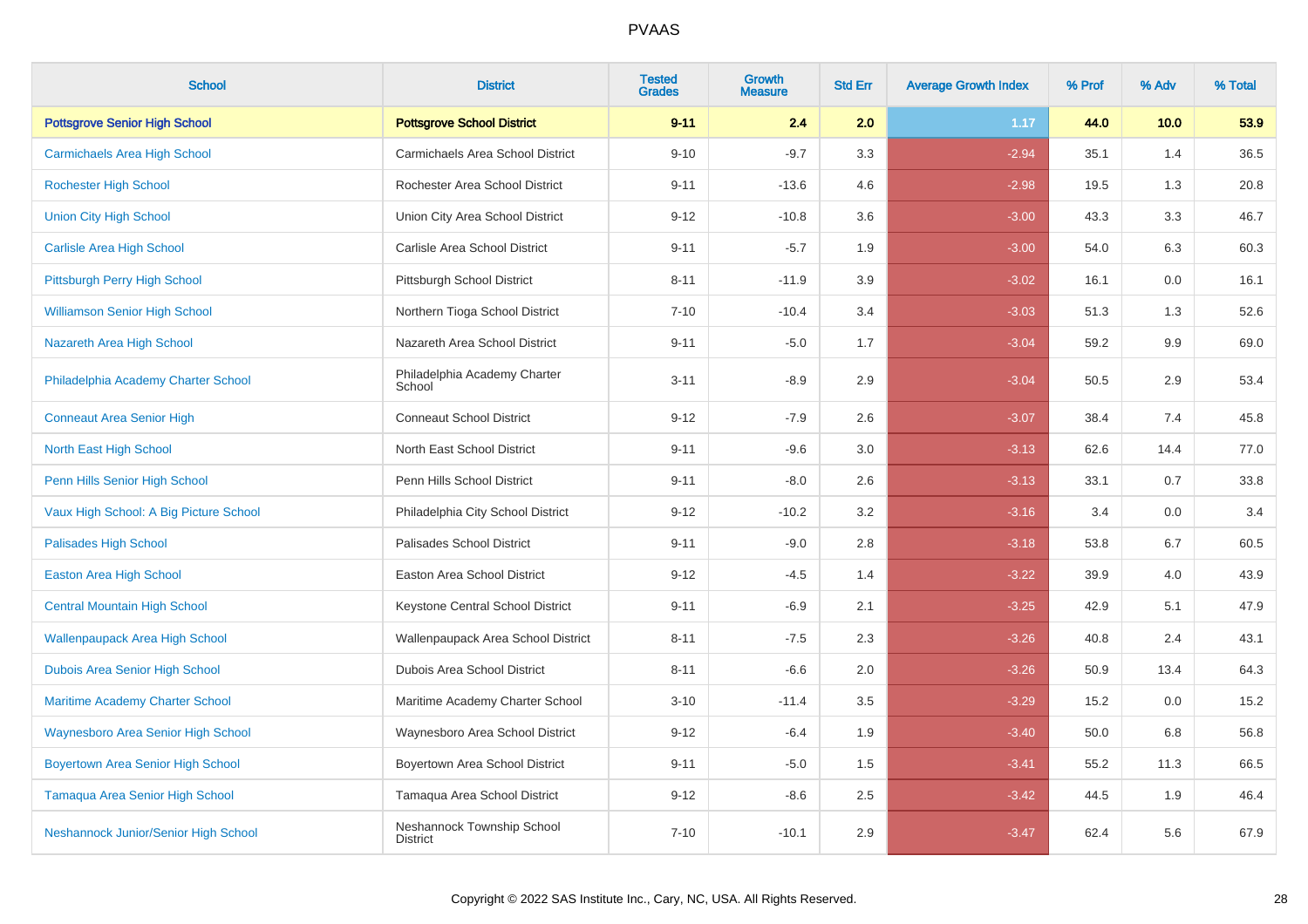# PVAAS

| School | District | Tested Grades | Growth Measure | Std Err | Average Growth Index | % Prof | % Adv | % Total |
|---|---|---|---|---|---|---|---|---|
| **Pottsgrove Senior High School** | **Pottsgrove School District** | **9-11** | **2.4** | **2.0** | **1.17** | **44.0** | **10.0** | **53.9** |
| Carmichaels Area High School | Carmichaels Area School District | 9-10 | -9.7 | 3.3 | -2.94 | 35.1 | 1.4 | 36.5 |
| Rochester High School | Rochester Area School District | 9-11 | -13.6 | 4.6 | -2.98 | 19.5 | 1.3 | 20.8 |
| Union City High School | Union City Area School District | 9-12 | -10.8 | 3.6 | -3.00 | 43.3 | 3.3 | 46.7 |
| Carlisle Area High School | Carlisle Area School District | 9-11 | -5.7 | 1.9 | -3.00 | 54.0 | 6.3 | 60.3 |
| Pittsburgh Perry High School | Pittsburgh School District | 8-11 | -11.9 | 3.9 | -3.02 | 16.1 | 0.0 | 16.1 |
| Williamson Senior High School | Northern Tioga School District | 7-10 | -10.4 | 3.4 | -3.03 | 51.3 | 1.3 | 52.6 |
| Nazareth Area High School | Nazareth Area School District | 9-11 | -5.0 | 1.7 | -3.04 | 59.2 | 9.9 | 69.0 |
| Philadelphia Academy Charter School | Philadelphia Academy Charter School | 3-11 | -8.9 | 2.9 | -3.04 | 50.5 | 2.9 | 53.4 |
| Conneaut Area Senior High | Conneaut School District | 9-12 | -7.9 | 2.6 | -3.07 | 38.4 | 7.4 | 45.8 |
| North East High School | North East School District | 9-11 | -9.6 | 3.0 | -3.13 | 62.6 | 14.4 | 77.0 |
| Penn Hills Senior High School | Penn Hills School District | 9-11 | -8.0 | 2.6 | -3.13 | 33.1 | 0.7 | 33.8 |
| Vaux High School: A Big Picture School | Philadelphia City School District | 9-12 | -10.2 | 3.2 | -3.16 | 3.4 | 0.0 | 3.4 |
| Palisades High School | Palisades School District | 9-11 | -9.0 | 2.8 | -3.18 | 53.8 | 6.7 | 60.5 |
| Easton Area High School | Easton Area School District | 9-12 | -4.5 | 1.4 | -3.22 | 39.9 | 4.0 | 43.9 |
| Central Mountain High School | Keystone Central School District | 9-11 | -6.9 | 2.1 | -3.25 | 42.9 | 5.1 | 47.9 |
| Wallenpaupack Area High School | Wallenpaupack Area School District | 8-11 | -7.5 | 2.3 | -3.26 | 40.8 | 2.4 | 43.1 |
| Dubois Area Senior High School | Dubois Area School District | 8-11 | -6.6 | 2.0 | -3.26 | 50.9 | 13.4 | 64.3 |
| Maritime Academy Charter School | Maritime Academy Charter School | 3-10 | -11.4 | 3.5 | -3.29 | 15.2 | 0.0 | 15.2 |
| Waynesboro Area Senior High School | Waynesboro Area School District | 9-12 | -6.4 | 1.9 | -3.40 | 50.0 | 6.8 | 56.8 |
| Boyertown Area Senior High School | Boyertown Area School District | 9-11 | -5.0 | 1.5 | -3.41 | 55.2 | 11.3 | 66.5 |
| Tamaqua Area Senior High School | Tamaqua Area School District | 9-12 | -8.6 | 2.5 | -3.42 | 44.5 | 1.9 | 46.4 |
| Neshannock Junior/Senior High School | Neshannock Township School District | 7-10 | -10.1 | 2.9 | -3.47 | 62.4 | 5.6 | 67.9 |

Copyright © 2022 SAS Institute Inc., Cary, NC, USA. All Rights Reserved.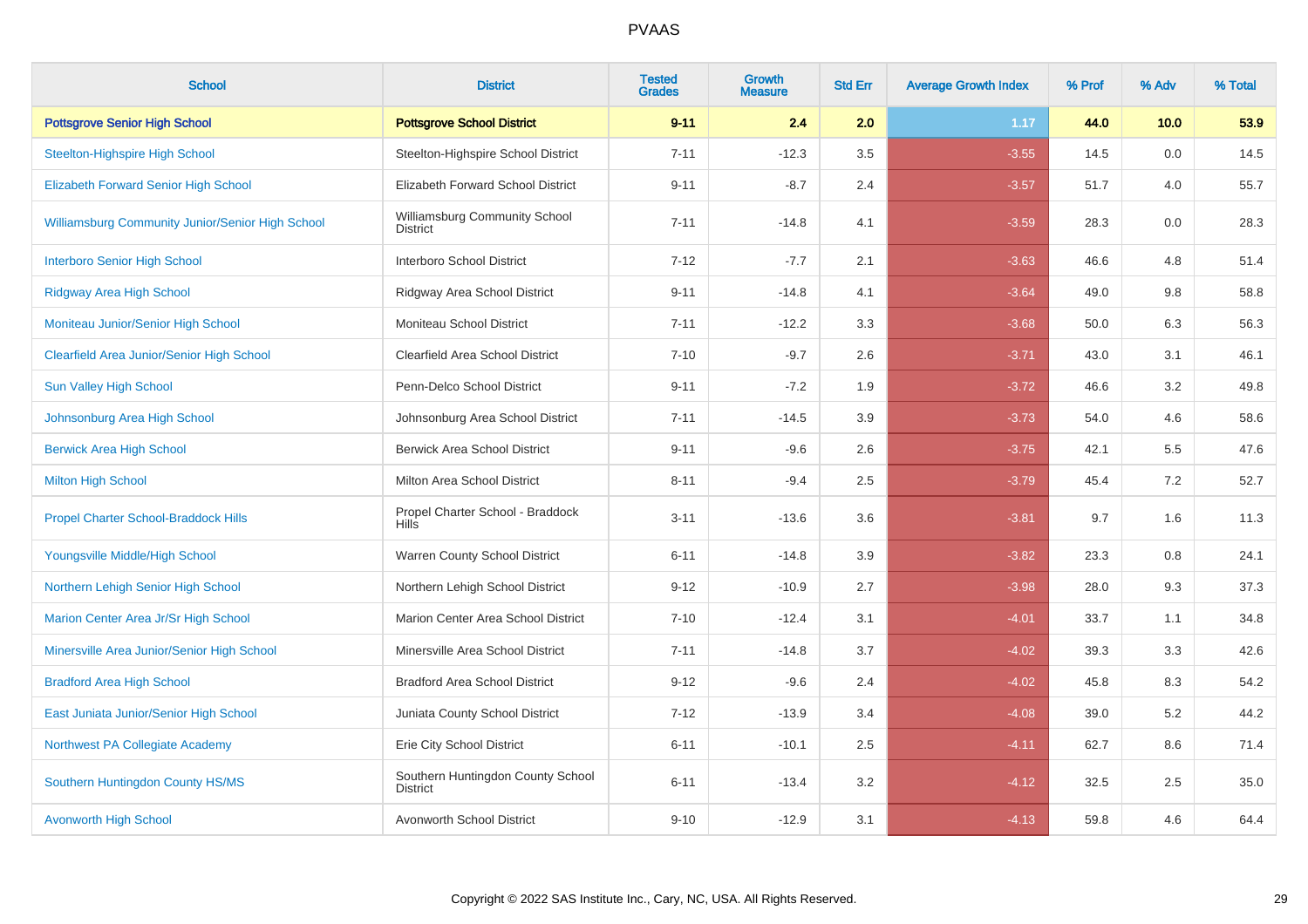# PVAAS

| School | District | Tested Grades | Growth Measure | Std Err | Average Growth Index | % Prof | % Adv | % Total |
|---|---|---|---|---|---|---|---|---|
| **Pottsgrove Senior High School** | **Pottsgrove School District** | **9-11** | **2.4** | **2.0** | **1.17** | **44.0** | **10.0** | **53.9** |
| Steelton-Highspire High School | Steelton-Highspire School District | 7-11 | -12.3 | 3.5 | -3.55 | 14.5 | 0.0 | 14.5 |
| Elizabeth Forward Senior High School | Elizabeth Forward School District | 9-11 | -8.7 | 2.4 | -3.57 | 51.7 | 4.0 | 55.7 |
| Williamsburg Community Junior/Senior High School | Williamsburg Community School District | 7-11 | -14.8 | 4.1 | -3.59 | 28.3 | 0.0 | 28.3 |
| Interboro Senior High School | Interboro School District | 7-12 | -7.7 | 2.1 | -3.63 | 46.6 | 4.8 | 51.4 |
| Ridgway Area High School | Ridgway Area School District | 9-11 | -14.8 | 4.1 | -3.64 | 49.0 | 9.8 | 58.8 |
| Moniteau Junior/Senior High School | Moniteau School District | 7-11 | -12.2 | 3.3 | -3.68 | 50.0 | 6.3 | 56.3 |
| Clearfield Area Junior/Senior High School | Clearfield Area School District | 7-10 | -9.7 | 2.6 | -3.71 | 43.0 | 3.1 | 46.1 |
| Sun Valley High School | Penn-Delco School District | 9-11 | -7.2 | 1.9 | -3.72 | 46.6 | 3.2 | 49.8 |
| Johnsonburg Area High School | Johnsonburg Area School District | 7-11 | -14.5 | 3.9 | -3.73 | 54.0 | 4.6 | 58.6 |
| Berwick Area High School | Berwick Area School District | 9-11 | -9.6 | 2.6 | -3.75 | 42.1 | 5.5 | 47.6 |
| Milton High School | Milton Area School District | 8-11 | -9.4 | 2.5 | -3.79 | 45.4 | 7.2 | 52.7 |
| Propel Charter School-Braddock Hills | Propel Charter School - Braddock Hills | 3-11 | -13.6 | 3.6 | -3.81 | 9.7 | 1.6 | 11.3 |
| Youngsville Middle/High School | Warren County School District | 6-11 | -14.8 | 3.9 | -3.82 | 23.3 | 0.8 | 24.1 |
| Northern Lehigh Senior High School | Northern Lehigh School District | 9-12 | -10.9 | 2.7 | -3.98 | 28.0 | 9.3 | 37.3 |
| Marion Center Area Jr/Sr High School | Marion Center Area School District | 7-10 | -12.4 | 3.1 | -4.01 | 33.7 | 1.1 | 34.8 |
| Minersville Area Junior/Senior High School | Minersville Area School District | 7-11 | -14.8 | 3.7 | -4.02 | 39.3 | 3.3 | 42.6 |
| Bradford Area High School | Bradford Area School District | 9-12 | -9.6 | 2.4 | -4.02 | 45.8 | 8.3 | 54.2 |
| East Juniata Junior/Senior High School | Juniata County School District | 7-12 | -13.9 | 3.4 | -4.08 | 39.0 | 5.2 | 44.2 |
| Northwest PA Collegiate Academy | Erie City School District | 6-11 | -10.1 | 2.5 | -4.11 | 62.7 | 8.6 | 71.4 |
| Southern Huntington County HS/MS | Southern Huntingdon County School District | 6-11 | -13.4 | 3.2 | -4.12 | 32.5 | 2.5 | 35.0 |
| Avonworth High School | Avonworth School District | 9-10 | -12.9 | 3.1 | -4.13 | 59.8 | 4.6 | 64.4 |

Copyright © 2022 SAS Institute Inc., Cary, NC, USA. All Rights Reserved.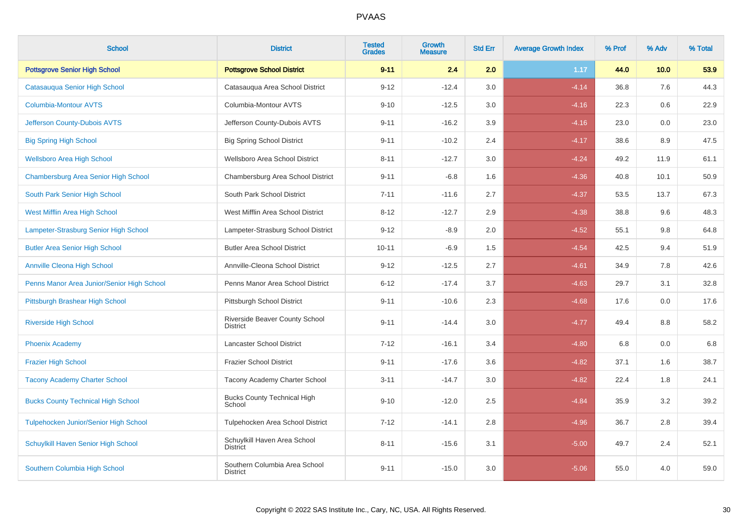# PVAAS

| School | District | Tested Grades | Growth Measure | Std Err | Average Growth Index | % Prof | % Adv | % Total |
|---|---|---|---|---|---|---|---|---|
| **Pottsgrove Senior High School** | **Pottsgrove School District** | **9-11** | **2.4** | **2.0** | **1.17** | **44.0** | **10.0** | **53.9** |
| Catasauqua Senior High School | Catasauqua Area School District | 9-12 | -12.4 | 3.0 | -4.14 | 36.8 | 7.6 | 44.3 |
| Columbia-Montour AVTS | Columbia-Montour AVTS | 9-10 | -12.5 | 3.0 | -4.16 | 22.3 | 0.6 | 22.9 |
| Jefferson County-Dubois AVTS | Jefferson County-Dubois AVTS | 9-11 | -16.2 | 3.9 | -4.16 | 23.0 | 0.0 | 23.0 |
| Big Spring High School | Big Spring School District | 9-11 | -10.2 | 2.4 | -4.17 | 38.6 | 8.9 | 47.5 |
| Wellsboro Area High School | Wellsboro Area School District | 8-11 | -12.7 | 3.0 | -4.24 | 49.2 | 11.9 | 61.1 |
| Chambersburg Area Senior High School | Chambersburg Area School District | 9-11 | -6.8 | 1.6 | -4.36 | 40.8 | 10.1 | 50.9 |
| South Park Senior High School | South Park School District | 7-11 | -11.6 | 2.7 | -4.37 | 53.5 | 13.7 | 67.3 |
| West Mifflin Area High School | West Mifflin Area School District | 8-12 | -12.7 | 2.9 | -4.38 | 38.8 | 9.6 | 48.3 |
| Lampeter-Strasburg Senior High School | Lampeter-Strasburg School District | 9-12 | -8.9 | 2.0 | -4.52 | 55.1 | 9.8 | 64.8 |
| Butler Area Senior High School | Butler Area School District | 10-11 | -6.9 | 1.5 | -4.54 | 42.5 | 9.4 | 51.9 |
| Annville Cleona High School | Annville-Cleona School District | 9-12 | -12.5 | 2.7 | -4.61 | 34.9 | 7.8 | 42.6 |
| Penns Manor Area Junior/Senior High School | Penns Manor Area School District | 6-12 | -17.4 | 3.7 | -4.63 | 29.7 | 3.1 | 32.8 |
| Pittsburgh Brashear High School | Pittsburgh School District | 9-11 | -10.6 | 2.3 | -4.68 | 17.6 | 0.0 | 17.6 |
| Riverside High School | Riverside Beaver County School District | 9-11 | -14.4 | 3.0 | -4.77 | 49.4 | 8.8 | 58.2 |
| Phoenix Academy | Lancaster School District | 7-12 | -16.1 | 3.4 | -4.80 | 6.8 | 0.0 | 6.8 |
| Frazier High School | Frazier School District | 9-11 | -17.6 | 3.6 | -4.82 | 37.1 | 1.6 | 38.7 |
| Tacony Academy Charter School | Tacony Academy Charter School | 3-11 | -14.7 | 3.0 | -4.82 | 22.4 | 1.8 | 24.1 |
| Bucks County Technical High School | Bucks County Technical High School | 9-10 | -12.0 | 2.5 | -4.84 | 35.9 | 3.2 | 39.2 |
| Tulpehocken Junior/Senior High School | Tulpehocken Area School District | 7-12 | -14.1 | 2.8 | -4.96 | 36.7 | 2.8 | 39.4 |
| Schuylkill Haven Senior High School | Schuylkill Haven Area School District | 8-11 | -15.6 | 3.1 | -5.00 | 49.7 | 2.4 | 52.1 |
| Southern Columbia High School | Southern Columbia Area School District | 9-11 | -15.0 | 3.0 | -5.06 | 55.0 | 4.0 | 59.0 |

Copyright © 2022 SAS Institute Inc., Cary, NC, USA. All Rights Reserved.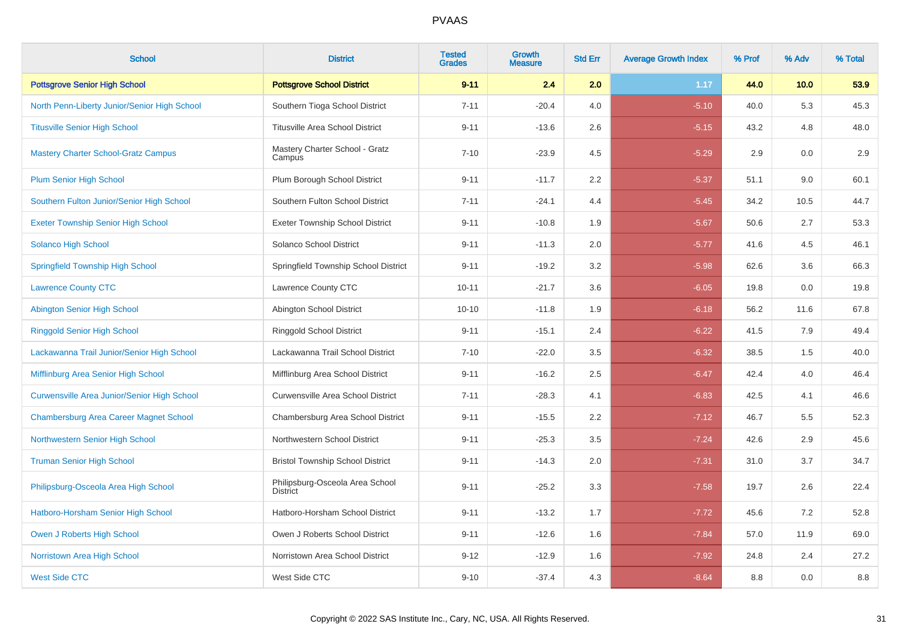| School | District | Tested Grades | Growth Measure | Std Err | Average Growth Index | % Prof | % Adv | % Total |
|---|---|---|---|---|---|---|---|---|
| **Pottsgrove Senior High School** | **Pottsgrove School District** | **9-11** | **2.4** | **2.0** | **1.17** | **44.0** | **10.0** | **53.9** |
| North Penn-Liberty Junior/Senior High School | Southern Tioga School District | 7-11 | -20.4 | 4.0 | -5.10 | 40.0 | 5.3 | 45.3 |
| Titusville Senior High School | Titusville Area School District | 9-11 | -13.6 | 2.6 | -5.15 | 43.2 | 4.8 | 48.0 |
| Mastery Charter School-Gratz Campus | Mastery Charter School - Gratz Campus | 7-10 | -23.9 | 4.5 | -5.29 | 2.9 | 0.0 | 2.9 |
| Plum Senior High School | Plum Borough School District | 9-11 | -11.7 | 2.2 | -5.37 | 51.1 | 9.0 | 60.1 |
| Southern Fulton Junior/Senior High School | Southern Fulton School District | 7-11 | -24.1 | 4.4 | -5.45 | 34.2 | 10.5 | 44.7 |
| Exeter Township Senior High School | Exeter Township School District | 9-11 | -10.8 | 1.9 | -5.67 | 50.6 | 2.7 | 53.3 |
| Solanco High School | Solanco School District | 9-11 | -11.3 | 2.0 | -5.77 | 41.6 | 4.5 | 46.1 |
| Springfield Township High School | Springfield Township School District | 9-11 | -19.2 | 3.2 | -5.98 | 62.6 | 3.6 | 66.3 |
| Lawrence County CTC | Lawrence County CTC | 10-11 | -21.7 | 3.6 | -6.05 | 19.8 | 0.0 | 19.8 |
| Abington Senior High School | Abington School District | 10-10 | -11.8 | 1.9 | -6.18 | 56.2 | 11.6 | 67.8 |
| Ringgold Senior High School | Ringgold School District | 9-11 | -15.1 | 2.4 | -6.22 | 41.5 | 7.9 | 49.4 |
| Lackawanna Trail Junior/Senior High School | Lackawanna Trail School District | 7-10 | -22.0 | 3.5 | -6.32 | 38.5 | 1.5 | 40.0 |
| Mifflinburg Area Senior High School | Mifflinburg Area School District | 9-11 | -16.2 | 2.5 | -6.47 | 42.4 | 4.0 | 46.4 |
| Curwensville Area Junior/Senior High School | Curwensville Area School District | 7-11 | -28.3 | 4.1 | -6.83 | 42.5 | 4.1 | 46.6 |
| Chambersburg Area Career Magnet School | Chambersburg Area School District | 9-11 | -15.5 | 2.2 | -7.12 | 46.7 | 5.5 | 52.3 |
| Northwestern Senior High School | Northwestern School District | 9-11 | -25.3 | 3.5 | -7.24 | 42.6 | 2.9 | 45.6 |
| Truman Senior High School | Bristol Township School District | 9-11 | -14.3 | 2.0 | -7.31 | 31.0 | 3.7 | 34.7 |
| Philipsburg-Osceola Area High School | Philipsburg-Osceola Area School District | 9-11 | -25.2 | 3.3 | -7.58 | 19.7 | 2.6 | 22.4 |
| Hatboro-Horsham Senior High School | Hatboro-Horsham School District | 9-11 | -13.2 | 1.7 | -7.72 | 45.6 | 7.2 | 52.8 |
| Owen J Roberts High School | Owen J Roberts School District | 9-11 | -12.6 | 1.6 | -7.84 | 57.0 | 11.9 | 69.0 |
| Norristown Area High School | Norristown Area School District | 9-12 | -12.9 | 1.6 | -7.92 | 24.8 | 2.4 | 27.2 |
| West Side CTC | West Side CTC | 9-10 | -37.4 | 4.3 | -8.64 | 8.8 | 0.0 | 8.8 |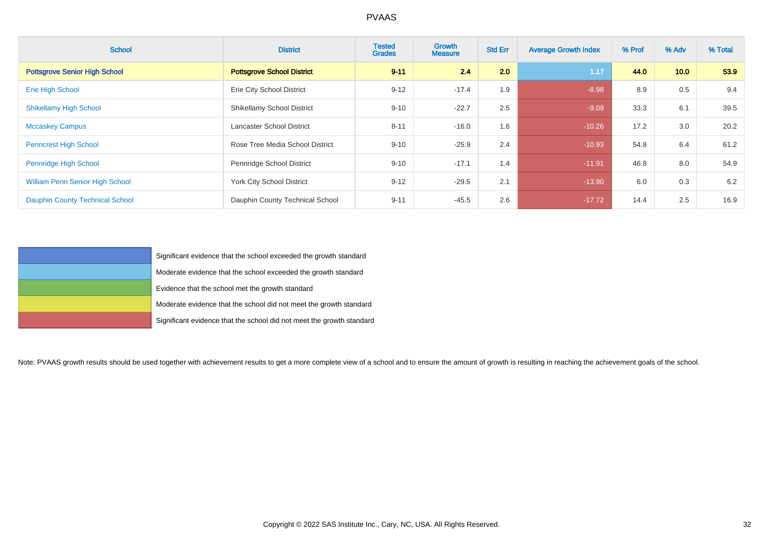# PVAAS

| School | District | Tested Grades | Growth Measure | Std Err | Average Growth Index | % Prof | % Adv | % Total |
|---|---|---|---|---|---|---|---|---|
| **Pottsgrove Senior High School** | **Pottsgrove School District** | **9-11** | **2.4** | **2.0** | **1.17** | **44.0** | **10.0** | **53.9** |
| Erie High School | Erie City School District | 9-12 | -17.4 | 1.9 | -8.98 | 8.9 | 0.5 | 9.4 |
| Shikellamy High School | Shikellamy School District | 9-10 | -22.7 | 2.5 | -9.09 | 33.3 | 6.1 | 39.5 |
| Mccaskey Campus | Lancaster School District | 8-11 | -16.0 | 1.6 | -10.26 | 17.2 | 3.0 | 20.2 |
| Penncrest High School | Rose Tree Media School District | 9-10 | -25.9 | 2.4 | -10.93 | 54.8 | 6.4 | 61.2 |
| Pennridge High School | Pennridge School District | 9-10 | -17.1 | 1.4 | -11.91 | 46.8 | 8.0 | 54.9 |
| William Penn Senior High School | York City School District | 9-12 | -29.5 | 2.1 | -13.90 | 6.0 | 0.3 | 6.2 |
| Dauphin County Technical School | Dauphin County Technical School | 9-11 | -45.5 | 2.6 | -17.72 | 14.4 | 2.5 | 16.9 |

- Significant evidence that the school exceeded the growth standard
- Moderate evidence that the school exceeded the growth standard
- Evidence that the school met the growth standard
- Moderate evidence that the school did not meet the growth standard
- Significant evidence that the school did not meet the growth standard

Note: PVAAS growth results should be used together with achievement results to get a more complete view of a school and to ensure the amount of growth is resulting in reaching the achievement goals of the school.

Copyright © 2022 SAS Institute Inc., Cary, NC, USA. All Rights Reserved.